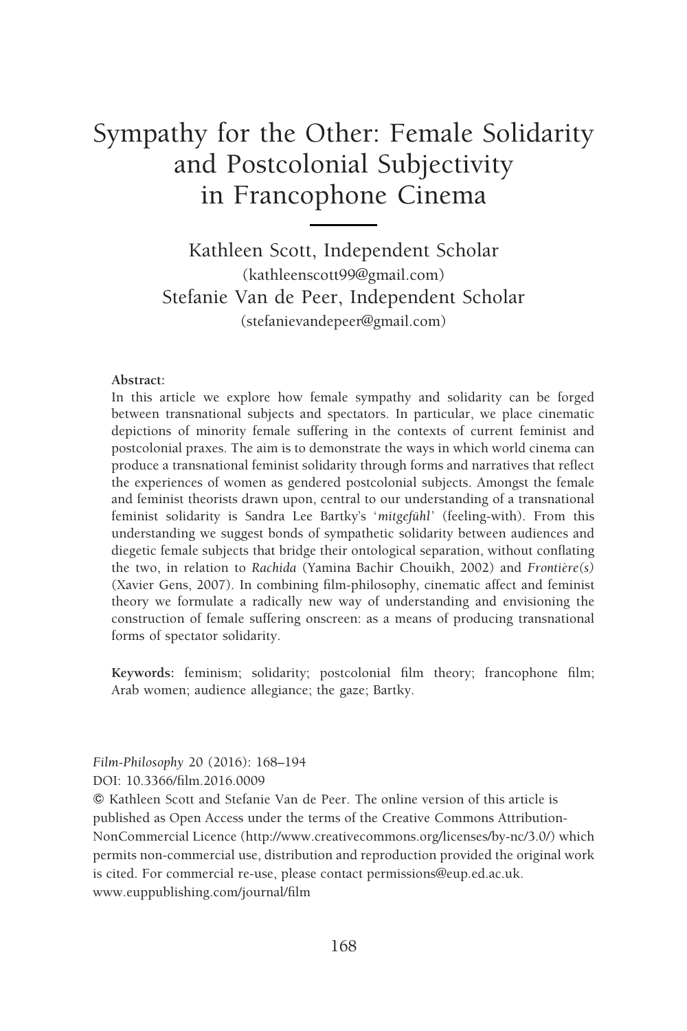# Sympathy for the Other: Female Solidarity and Postcolonial Subjectivity in Francophone Cinema

Kathleen Scott, Independent Scholar
(kathleenscott99@gmail.com)
Stefanie Van de Peer, Independent Scholar
(stefanievandepeer@gmail.com)

**Abstract:**
In this article we explore how female sympathy and solidarity can be forged between transnational subjects and spectators. In particular, we place cinematic depictions of minority female suffering in the contexts of current feminist and postcolonial praxes. The aim is to demonstrate the ways in which world cinema can produce a transnational feminist solidarity through forms and narratives that reflect the experiences of women as gendered postcolonial subjects. Amongst the female and feminist theorists drawn upon, central to our understanding of a transnational feminist solidarity is Sandra Lee Bartky's '*mitgefühl*' (feeling-with). From this understanding we suggest bonds of sympathetic solidarity between audiences and diegetic female subjects that bridge their ontological separation, without conflating the two, in relation to *Rachida* (Yamina Bachir Chouikh, 2002) and *Frontière(s)* (Xavier Gens, 2007). In combining film-philosophy, cinematic affect and feminist theory we formulate a radically new way of understanding and envisioning the construction of female suffering onscreen: as a means of producing transnational forms of spectator solidarity.

**Keywords:** feminism; solidarity; postcolonial film theory; francophone film; Arab women; audience allegiance; the gaze; Bartky.

*Film-Philosophy* 20 (2016): 168–194
DOI: 10.3366/film.2016.0009
© Kathleen Scott and Stefanie Van de Peer. The online version of this article is published as Open Access under the terms of the Creative Commons Attribution-NonCommercial Licence (http://www.creativecommons.org/licenses/by-nc/3.0/) which permits non-commercial use, distribution and reproduction provided the original work is cited. For commercial re-use, please contact permissions@eup.ed.ac.uk.
www.euppublishing.com/journal/film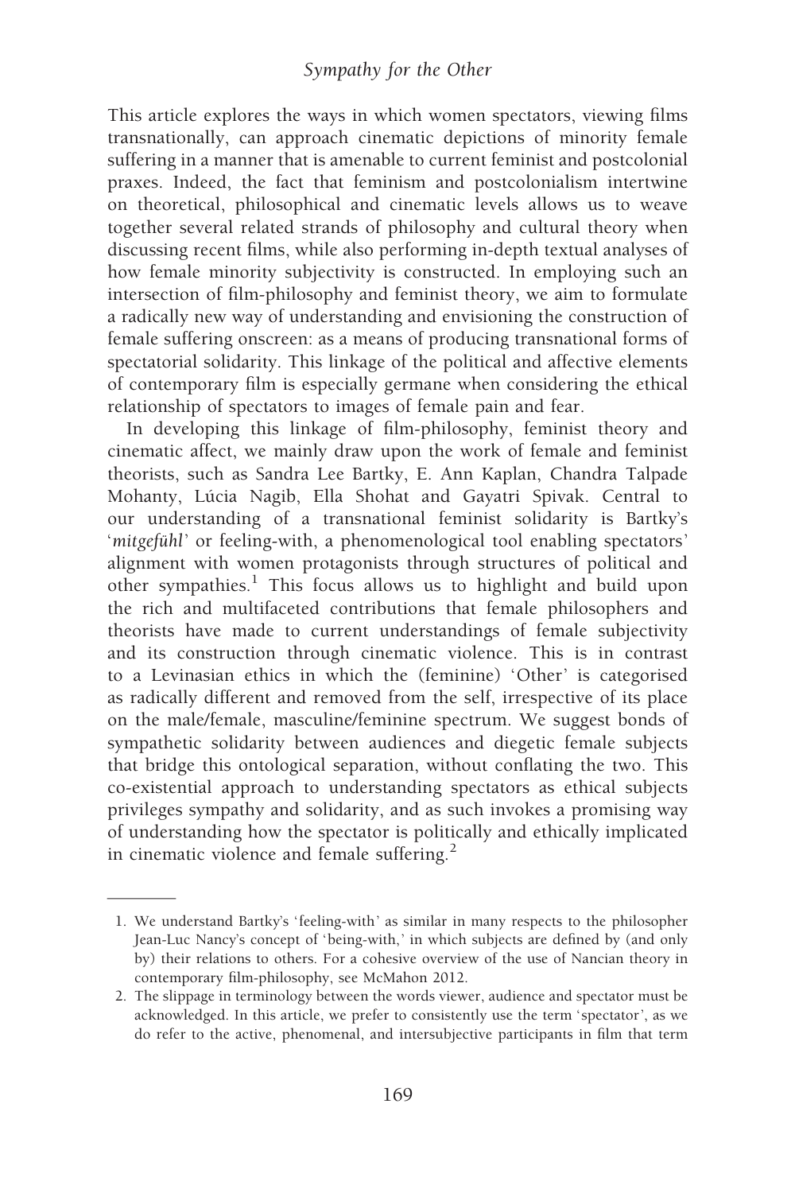This article explores the ways in which women spectators, viewing films transnationally, can approach cinematic depictions of minority female suffering in a manner that is amenable to current feminist and postcolonial praxes. Indeed, the fact that feminism and postcolonialism intertwine on theoretical, philosophical and cinematic levels allows us to weave together several related strands of philosophy and cultural theory when discussing recent films, while also performing in-depth textual analyses of how female minority subjectivity is constructed. In employing such an intersection of film-philosophy and feminist theory, we aim to formulate a radically new way of understanding and envisioning the construction of female suffering onscreen: as a means of producing transnational forms of spectatorial solidarity. This linkage of the political and affective elements of contemporary film is especially germane when considering the ethical relationship of spectators to images of female pain and fear.

In developing this linkage of film-philosophy, feminist theory and cinematic affect, we mainly draw upon the work of female and feminist theorists, such as Sandra Lee Bartky, E. Ann Kaplan, Chandra Talpade Mohanty, Lúcia Nagib, Ella Shohat and Gayatri Spivak. Central to our understanding of a transnational feminist solidarity is Bartky's '*mitgefühl*' or feeling-with, a phenomenological tool enabling spectators' alignment with women protagonists through structures of political and other sympathies.[1] This focus allows us to highlight and build upon the rich and multifaceted contributions that female philosophers and theorists have made to current understandings of female subjectivity and its construction through cinematic violence. This is in contrast to a Levinasian ethics in which the (feminine) 'Other' is categorised as radically different and removed from the self, irrespective of its place on the male/female, masculine/feminine spectrum. We suggest bonds of sympathetic solidarity between audiences and diegetic female subjects that bridge this ontological separation, without conflating the two. This co-existential approach to understanding spectators as ethical subjects privileges sympathy and solidarity, and as such invokes a promising way of understanding how the spectator is politically and ethically implicated in cinematic violence and female suffering.[2]

---

1. We understand Bartky's 'feeling-with' as similar in many respects to the philosopher Jean-Luc Nancy's concept of 'being-with,' in which subjects are defined by (and only by) their relations to others. For a cohesive overview of the use of Nancian theory in contemporary film-philosophy, see McMahon 2012.
2. The slippage in terminology between the words viewer, audience and spectator must be acknowledged. In this article, we prefer to consistently use the term 'spectator', as we do refer to the active, phenomenal, and intersubjective participants in film that term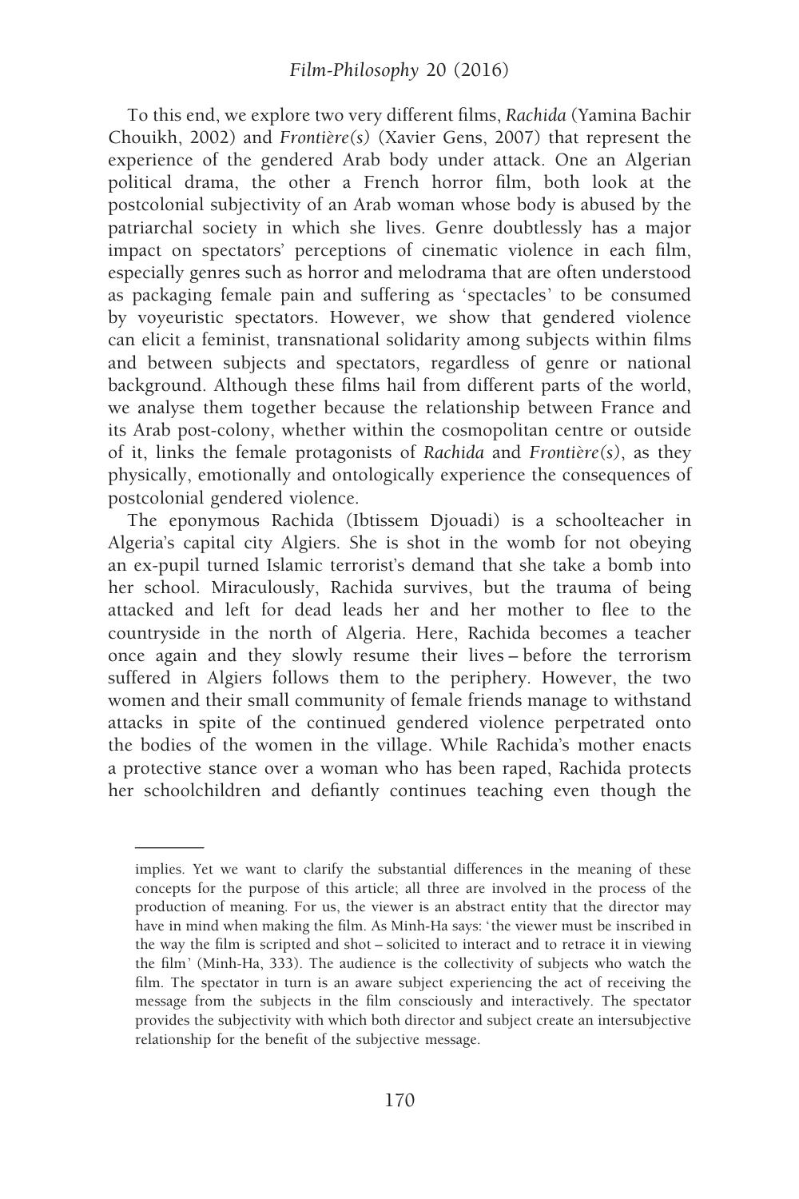To this end, we explore two very different films, *Rachida* (Yamina Bachir Chouikh, 2002) and *Frontière(s)* (Xavier Gens, 2007) that represent the experience of the gendered Arab body under attack. One an Algerian political drama, the other a French horror film, both look at the postcolonial subjectivity of an Arab woman whose body is abused by the patriarchal society in which she lives. Genre doubtlessly has a major impact on spectators' perceptions of cinematic violence in each film, especially genres such as horror and melodrama that are often understood as packaging female pain and suffering as 'spectacles' to be consumed by voyeuristic spectators. However, we show that gendered violence can elicit a feminist, transnational solidarity among subjects within films and between subjects and spectators, regardless of genre or national background. Although these films hail from different parts of the world, we analyse them together because the relationship between France and its Arab post-colony, whether within the cosmopolitan centre or outside of it, links the female protagonists of *Rachida* and *Frontière(s)*, as they physically, emotionally and ontologically experience the consequences of postcolonial gendered violence.

The eponymous Rachida (Ibtissem Djouadi) is a schoolteacher in Algeria's capital city Algiers. She is shot in the womb for not obeying an ex-pupil turned Islamic terrorist's demand that she take a bomb into her school. Miraculously, Rachida survives, but the trauma of being attacked and left for dead leads her and her mother to flee to the countryside in the north of Algeria. Here, Rachida becomes a teacher once again and they slowly resume their lives – before the terrorism suffered in Algiers follows them to the periphery. However, the two women and their small community of female friends manage to withstand attacks in spite of the continued gendered violence perpetrated onto the bodies of the women in the village. While Rachida's mother enacts a protective stance over a woman who has been raped, Rachida protects her schoolchildren and defiantly continues teaching even though the

---

implies. Yet we want to clarify the substantial differences in the meaning of these concepts for the purpose of this article; all three are involved in the process of the production of meaning. For us, the viewer is an abstract entity that the director may have in mind when making the film. As Minh-Ha says: 'the viewer must be inscribed in the way the film is scripted and shot – solicited to interact and to retrace it in viewing the film' (Minh-Ha, 333). The audience is the collectivity of subjects who watch the film. The spectator in turn is an aware subject experiencing the act of receiving the message from the subjects in the film consciously and interactively. The spectator provides the subjectivity with which both director and subject create an intersubjective relationship for the benefit of the subjective message.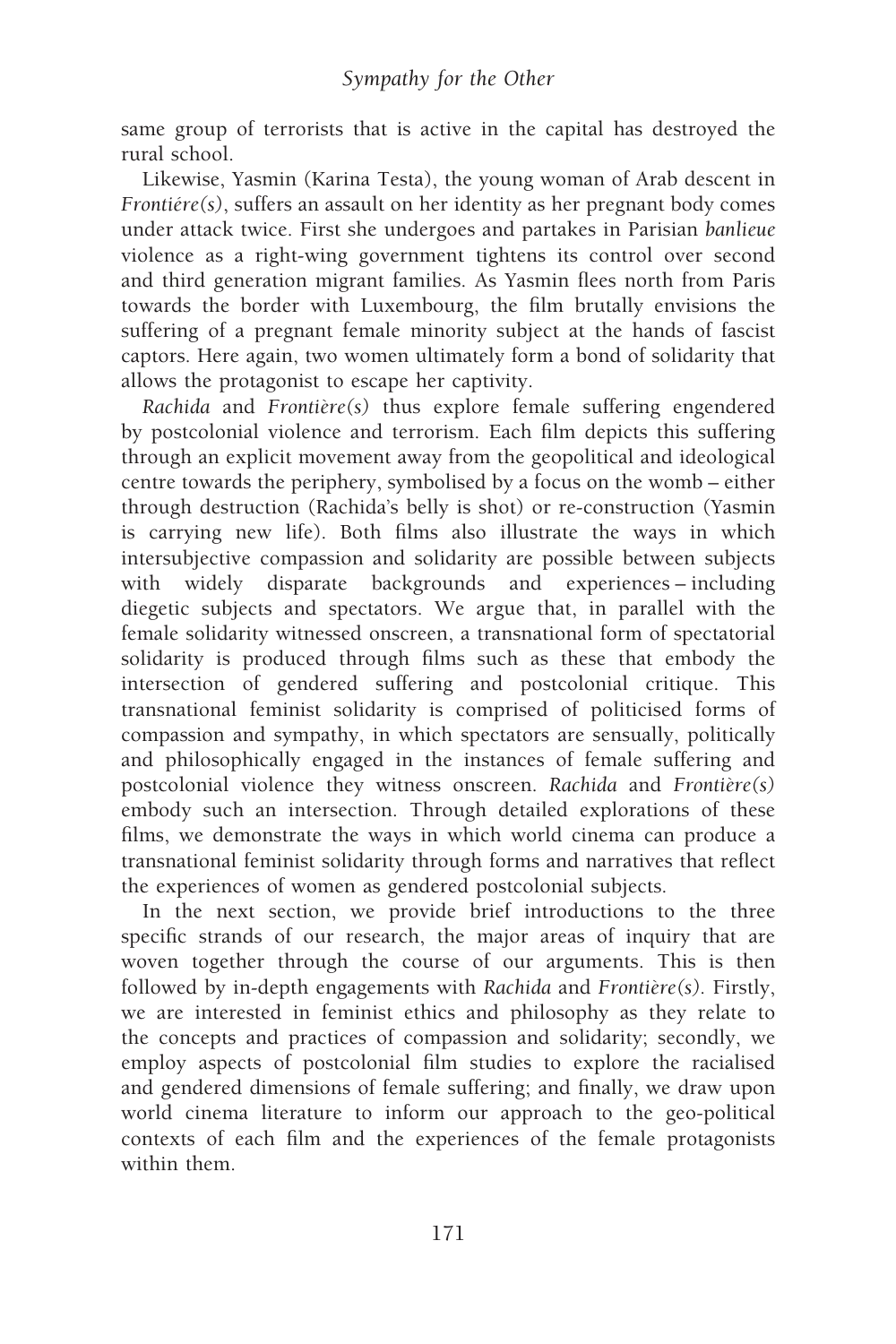same group of terrorists that is active in the capital has destroyed the rural school.

Likewise, Yasmin (Karina Testa), the young woman of Arab descent in *Frontiére(s)*, suffers an assault on her identity as her pregnant body comes under attack twice. First she undergoes and partakes in Parisian *banlieue* violence as a right-wing government tightens its control over second and third generation migrant families. As Yasmin flees north from Paris towards the border with Luxembourg, the film brutally envisions the suffering of a pregnant female minority subject at the hands of fascist captors. Here again, two women ultimately form a bond of solidarity that allows the protagonist to escape her captivity.

*Rachida* and *Frontière(s)* thus explore female suffering engendered by postcolonial violence and terrorism. Each film depicts this suffering through an explicit movement away from the geopolitical and ideological centre towards the periphery, symbolised by a focus on the womb – either through destruction (Rachida's belly is shot) or re-construction (Yasmin is carrying new life). Both films also illustrate the ways in which intersubjective compassion and solidarity are possible between subjects with widely disparate backgrounds and experiences – including diegetic subjects and spectators. We argue that, in parallel with the female solidarity witnessed onscreen, a transnational form of spectatorial solidarity is produced through films such as these that embody the intersection of gendered suffering and postcolonial critique. This transnational feminist solidarity is comprised of politicised forms of compassion and sympathy, in which spectators are sensually, politically and philosophically engaged in the instances of female suffering and postcolonial violence they witness onscreen. *Rachida* and *Frontière(s)* embody such an intersection. Through detailed explorations of these films, we demonstrate the ways in which world cinema can produce a transnational feminist solidarity through forms and narratives that reflect the experiences of women as gendered postcolonial subjects.

In the next section, we provide brief introductions to the three specific strands of our research, the major areas of inquiry that are woven together through the course of our arguments. This is then followed by in-depth engagements with *Rachida* and *Frontière(s)*. Firstly, we are interested in feminist ethics and philosophy as they relate to the concepts and practices of compassion and solidarity; secondly, we employ aspects of postcolonial film studies to explore the racialised and gendered dimensions of female suffering; and finally, we draw upon world cinema literature to inform our approach to the geo-political contexts of each film and the experiences of the female protagonists within them.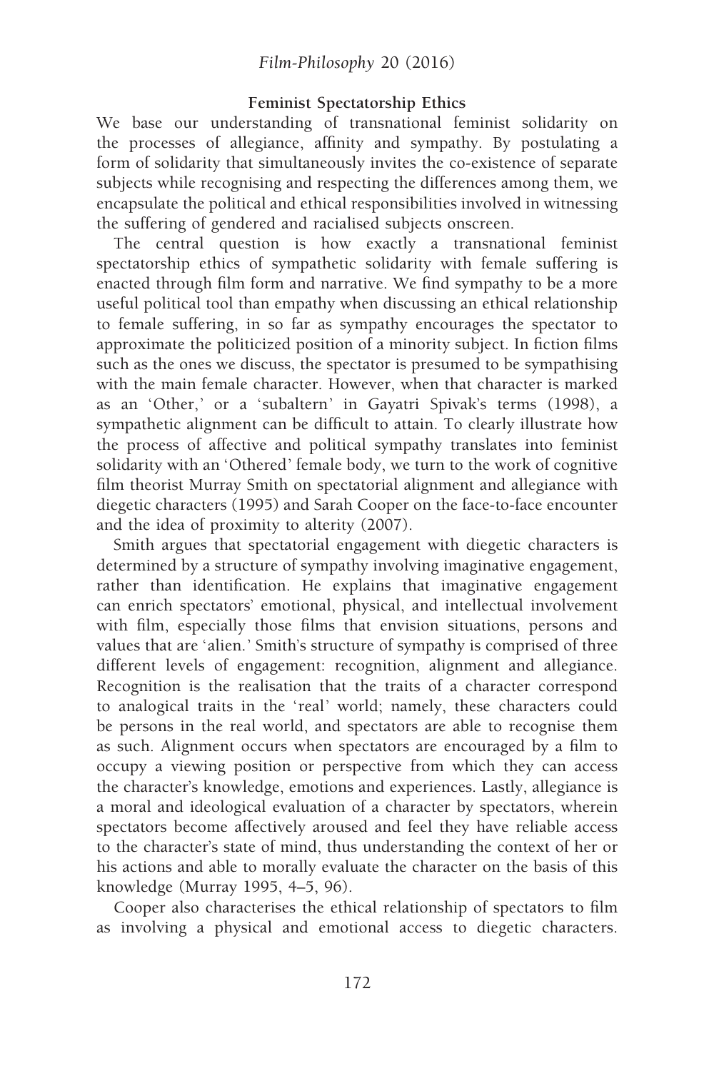## Feminist Spectatorship Ethics

We base our understanding of transnational feminist solidarity on the processes of allegiance, affinity and sympathy. By postulating a form of solidarity that simultaneously invites the co-existence of separate subjects while recognising and respecting the differences among them, we encapsulate the political and ethical responsibilities involved in witnessing the suffering of gendered and racialised subjects onscreen.

The central question is how exactly a transnational feminist spectatorship ethics of sympathetic solidarity with female suffering is enacted through film form and narrative. We find sympathy to be a more useful political tool than empathy when discussing an ethical relationship to female suffering, in so far as sympathy encourages the spectator to approximate the politicized position of a minority subject. In fiction films such as the ones we discuss, the spectator is presumed to be sympathising with the main female character. However, when that character is marked as an 'Other,' or a 'subaltern' in Gayatri Spivak's terms (1998), a sympathetic alignment can be difficult to attain. To clearly illustrate how the process of affective and political sympathy translates into feminist solidarity with an 'Othered' female body, we turn to the work of cognitive film theorist Murray Smith on spectatorial alignment and allegiance with diegetic characters (1995) and Sarah Cooper on the face-to-face encounter and the idea of proximity to alterity (2007).

Smith argues that spectatorial engagement with diegetic characters is determined by a structure of sympathy involving imaginative engagement, rather than identification. He explains that imaginative engagement can enrich spectators' emotional, physical, and intellectual involvement with film, especially those films that envision situations, persons and values that are 'alien.' Smith's structure of sympathy is comprised of three different levels of engagement: recognition, alignment and allegiance. Recognition is the realisation that the traits of a character correspond to analogical traits in the 'real' world; namely, these characters could be persons in the real world, and spectators are able to recognise them as such. Alignment occurs when spectators are encouraged by a film to occupy a viewing position or perspective from which they can access the character's knowledge, emotions and experiences. Lastly, allegiance is a moral and ideological evaluation of a character by spectators, wherein spectators become affectively aroused and feel they have reliable access to the character's state of mind, thus understanding the context of her or his actions and able to morally evaluate the character on the basis of this knowledge (Murray 1995, 4–5, 96).

Cooper also characterises the ethical relationship of spectators to film as involving a physical and emotional access to diegetic characters.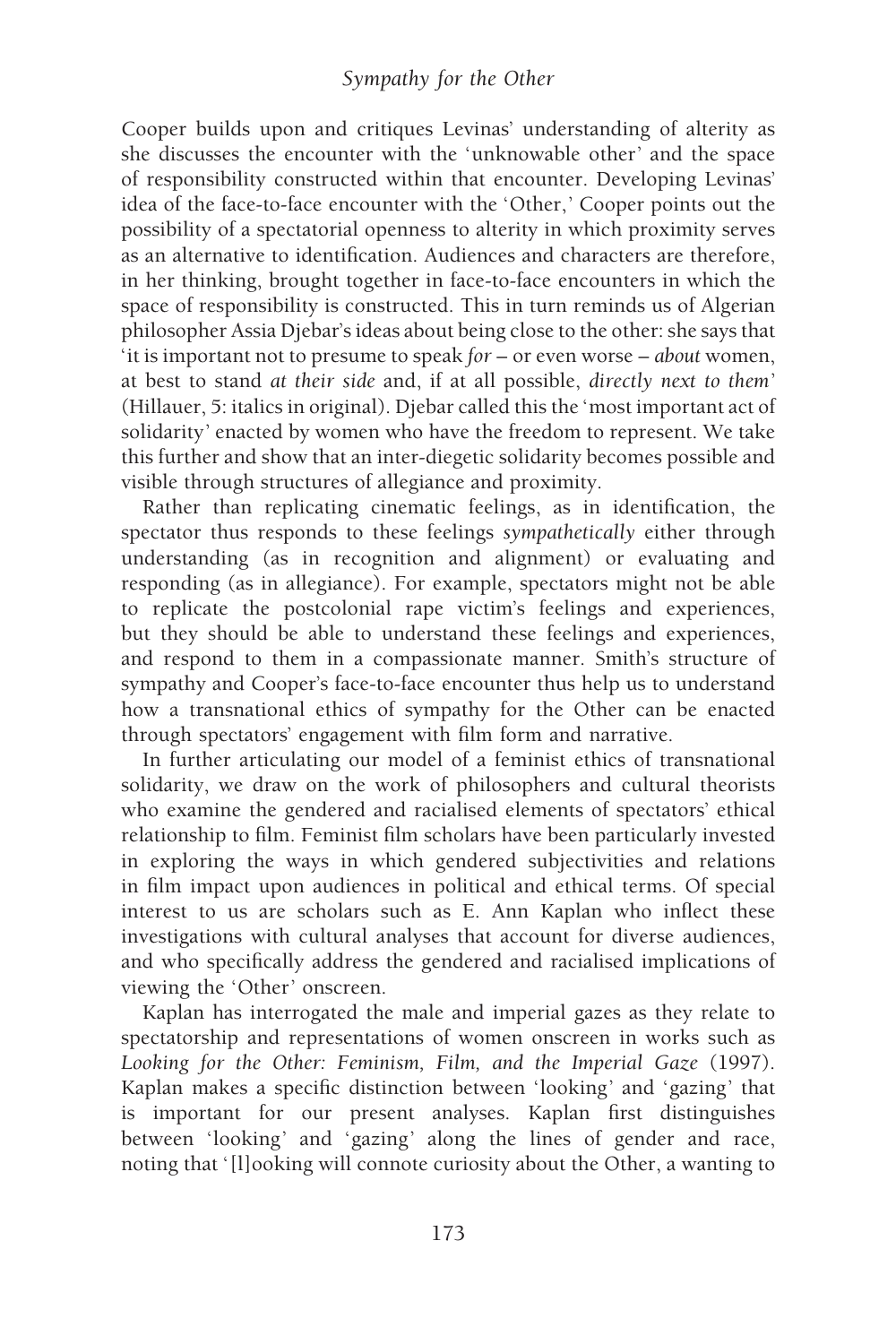Cooper builds upon and critiques Levinas' understanding of alterity as she discusses the encounter with the 'unknowable other' and the space of responsibility constructed within that encounter. Developing Levinas' idea of the face-to-face encounter with the 'Other,' Cooper points out the possibility of a spectatorial openness to alterity in which proximity serves as an alternative to identification. Audiences and characters are therefore, in her thinking, brought together in face-to-face encounters in which the space of responsibility is constructed. This in turn reminds us of Algerian philosopher Assia Djebar's ideas about being close to the other: she says that 'it is important not to presume to speak *for* – or even worse – *about* women, at best to stand *at their side* and, if at all possible, *directly next to them*' (Hillauer, 5: italics in original). Djebar called this the 'most important act of solidarity' enacted by women who have the freedom to represent. We take this further and show that an inter-diegetic solidarity becomes possible and visible through structures of allegiance and proximity.

Rather than replicating cinematic feelings, as in identification, the spectator thus responds to these feelings *sympathetically* either through understanding (as in recognition and alignment) or evaluating and responding (as in allegiance). For example, spectators might not be able to replicate the postcolonial rape victim's feelings and experiences, but they should be able to understand these feelings and experiences, and respond to them in a compassionate manner. Smith's structure of sympathy and Cooper's face-to-face encounter thus help us to understand how a transnational ethics of sympathy for the Other can be enacted through spectators' engagement with film form and narrative.

In further articulating our model of a feminist ethics of transnational solidarity, we draw on the work of philosophers and cultural theorists who examine the gendered and racialised elements of spectators' ethical relationship to film. Feminist film scholars have been particularly invested in exploring the ways in which gendered subjectivities and relations in film impact upon audiences in political and ethical terms. Of special interest to us are scholars such as E. Ann Kaplan who inflect these investigations with cultural analyses that account for diverse audiences, and who specifically address the gendered and racialised implications of viewing the 'Other' onscreen.

Kaplan has interrogated the male and imperial gazes as they relate to spectatorship and representations of women onscreen in works such as *Looking for the Other: Feminism, Film, and the Imperial Gaze* (1997). Kaplan makes a specific distinction between 'looking' and 'gazing' that is important for our present analyses. Kaplan first distinguishes between 'looking' and 'gazing' along the lines of gender and race, noting that '[l]ooking will connote curiosity about the Other, a wanting to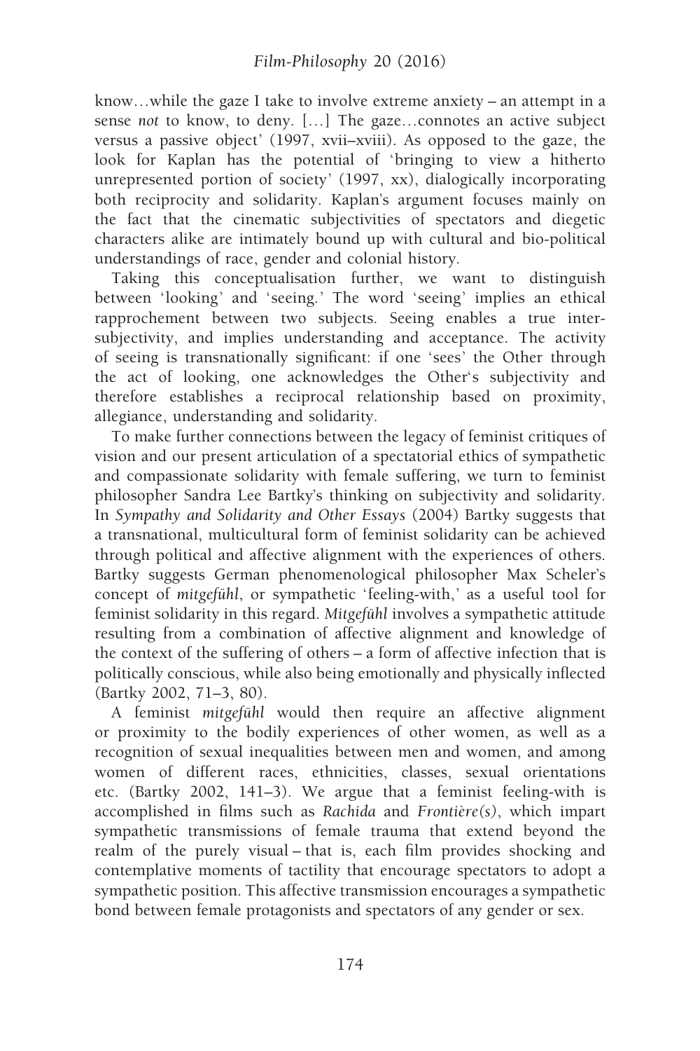know…while the gaze I take to involve extreme anxiety – an attempt in a sense *not* to know, to deny. […] The gaze…connotes an active subject versus a passive object' (1997, xvii–xviii). As opposed to the gaze, the look for Kaplan has the potential of 'bringing to view a hitherto unrepresented portion of society' (1997, xx), dialogically incorporating both reciprocity and solidarity. Kaplan's argument focuses mainly on the fact that the cinematic subjectivities of spectators and diegetic characters alike are intimately bound up with cultural and bio-political understandings of race, gender and colonial history.

Taking this conceptualisation further, we want to distinguish between 'looking' and 'seeing.' The word 'seeing' implies an ethical rapprochement between two subjects. Seeing enables a true inter-subjectivity, and implies understanding and acceptance. The activity of seeing is transnationally significant: if one 'sees' the Other through the act of looking, one acknowledges the Other's subjectivity and therefore establishes a reciprocal relationship based on proximity, allegiance, understanding and solidarity.

To make further connections between the legacy of feminist critiques of vision and our present articulation of a spectatorial ethics of sympathetic and compassionate solidarity with female suffering, we turn to feminist philosopher Sandra Lee Bartky's thinking on subjectivity and solidarity. In *Sympathy and Solidarity and Other Essays* (2004) Bartky suggests that a transnational, multicultural form of feminist solidarity can be achieved through political and affective alignment with the experiences of others. Bartky suggests German phenomenological philosopher Max Scheler's concept of *mitgefühl*, or sympathetic 'feeling-with,' as a useful tool for feminist solidarity in this regard. *Mitgefühl* involves a sympathetic attitude resulting from a combination of affective alignment and knowledge of the context of the suffering of others – a form of affective infection that is politically conscious, while also being emotionally and physically inflected (Bartky 2002, 71–3, 80).

A feminist *mitgefühl* would then require an affective alignment or proximity to the bodily experiences of other women, as well as a recognition of sexual inequalities between men and women, and among women of different races, ethnicities, classes, sexual orientations etc. (Bartky 2002, 141–3). We argue that a feminist feeling-with is accomplished in films such as *Rachida* and *Frontière(s)*, which impart sympathetic transmissions of female trauma that extend beyond the realm of the purely visual – that is, each film provides shocking and contemplative moments of tactility that encourage spectators to adopt a sympathetic position. This affective transmission encourages a sympathetic bond between female protagonists and spectators of any gender or sex.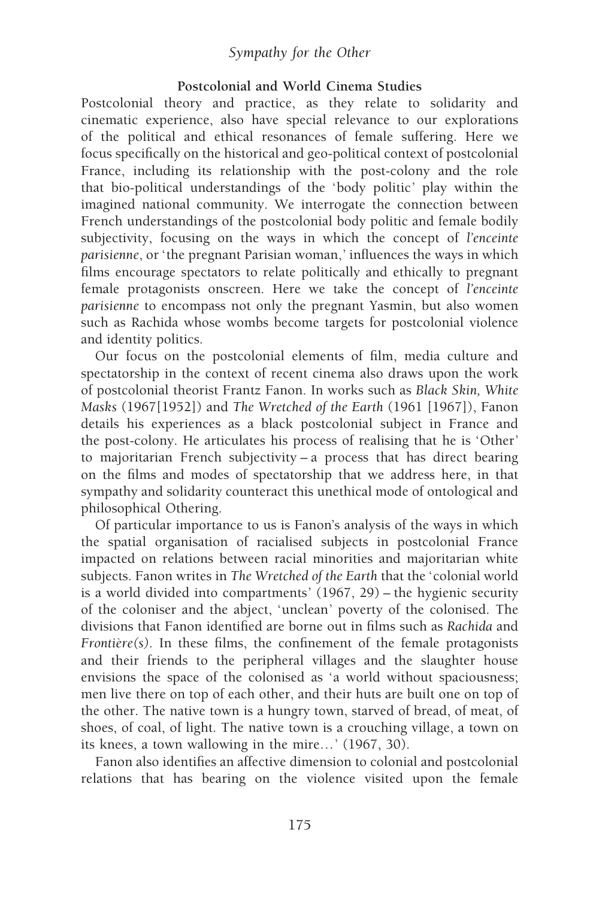### Postcolonial and World Cinema Studies

Postcolonial theory and practice, as they relate to solidarity and cinematic experience, also have special relevance to our explorations of the political and ethical resonances of female suffering. Here we focus specifically on the historical and geo-political context of postcolonial France, including its relationship with the post-colony and the role that bio-political understandings of the 'body politic' play within the imagined national community. We interrogate the connection between French understandings of the postcolonial body politic and female bodily subjectivity, focusing on the ways in which the concept of *l'enceinte parisienne*, or 'the pregnant Parisian woman,' influences the ways in which films encourage spectators to relate politically and ethically to pregnant female protagonists onscreen. Here we take the concept of *l'enceinte parisienne* to encompass not only the pregnant Yasmin, but also women such as Rachida whose wombs become targets for postcolonial violence and identity politics.

Our focus on the postcolonial elements of film, media culture and spectatorship in the context of recent cinema also draws upon the work of postcolonial theorist Frantz Fanon. In works such as *Black Skin, White Masks* (1967[1952]) and *The Wretched of the Earth* (1961 [1967]), Fanon details his experiences as a black postcolonial subject in France and the post-colony. He articulates his process of realising that he is 'Other' to majoritarian French subjectivity – a process that has direct bearing on the films and modes of spectatorship that we address here, in that sympathy and solidarity counteract this unethical mode of ontological and philosophical Othering.

Of particular importance to us is Fanon's analysis of the ways in which the spatial organisation of racialised subjects in postcolonial France impacted on relations between racial minorities and majoritarian white subjects. Fanon writes in *The Wretched of the Earth* that the 'colonial world is a world divided into compartments' (1967, 29) – the hygienic security of the coloniser and the abject, 'unclean' poverty of the colonised. The divisions that Fanon identified are borne out in films such as *Rachida* and *Frontière(s)*. In these films, the confinement of the female protagonists and their friends to the peripheral villages and the slaughter house envisions the space of the colonised as 'a world without spaciousness; men live there on top of each other, and their huts are built one on top of the other. The native town is a hungry town, starved of bread, of meat, of shoes, of coal, of light. The native town is a crouching village, a town on its knees, a town wallowing in the mire…' (1967, 30).

Fanon also identifies an affective dimension to colonial and postcolonial relations that has bearing on the violence visited upon the female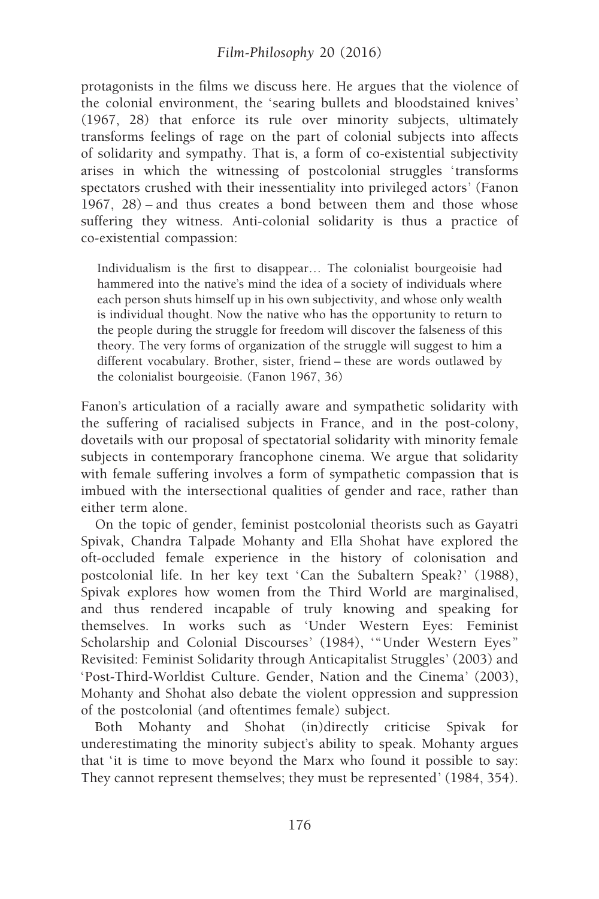protagonists in the films we discuss here. He argues that the violence of the colonial environment, the 'searing bullets and bloodstained knives' (1967, 28) that enforce its rule over minority subjects, ultimately transforms feelings of rage on the part of colonial subjects into affects of solidarity and sympathy. That is, a form of co-existential subjectivity arises in which the witnessing of postcolonial struggles 'transforms spectators crushed with their inessentiality into privileged actors' (Fanon 1967, 28) – and thus creates a bond between them and those whose suffering they witness. Anti-colonial solidarity is thus a practice of co-existential compassion:

> Individualism is the first to disappear… The colonialist bourgeoisie had hammered into the native's mind the idea of a society of individuals where each person shuts himself up in his own subjectivity, and whose only wealth is individual thought. Now the native who has the opportunity to return to the people during the struggle for freedom will discover the falseness of this theory. The very forms of organization of the struggle will suggest to him a different vocabulary. Brother, sister, friend – these are words outlawed by the colonialist bourgeoisie. (Fanon 1967, 36)

Fanon's articulation of a racially aware and sympathetic solidarity with the suffering of racialised subjects in France, and in the post-colony, dovetails with our proposal of spectatorial solidarity with minority female subjects in contemporary francophone cinema. We argue that solidarity with female suffering involves a form of sympathetic compassion that is imbued with the intersectional qualities of gender and race, rather than either term alone.

On the topic of gender, feminist postcolonial theorists such as Gayatri Spivak, Chandra Talpade Mohanty and Ella Shohat have explored the oft-occluded female experience in the history of colonisation and postcolonial life. In her key text 'Can the Subaltern Speak?' (1988), Spivak explores how women from the Third World are marginalised, and thus rendered incapable of truly knowing and speaking for themselves. In works such as 'Under Western Eyes: Feminist Scholarship and Colonial Discourses' (1984), '"Under Western Eyes" Revisited: Feminist Solidarity through Anticapitalist Struggles' (2003) and 'Post-Third-Worldist Culture. Gender, Nation and the Cinema' (2003), Mohanty and Shohat also debate the violent oppression and suppression of the postcolonial (and oftentimes female) subject.

Both Mohanty and Shohat (in)directly criticise Spivak for underestimating the minority subject's ability to speak. Mohanty argues that 'it is time to move beyond the Marx who found it possible to say: They cannot represent themselves; they must be represented' (1984, 354).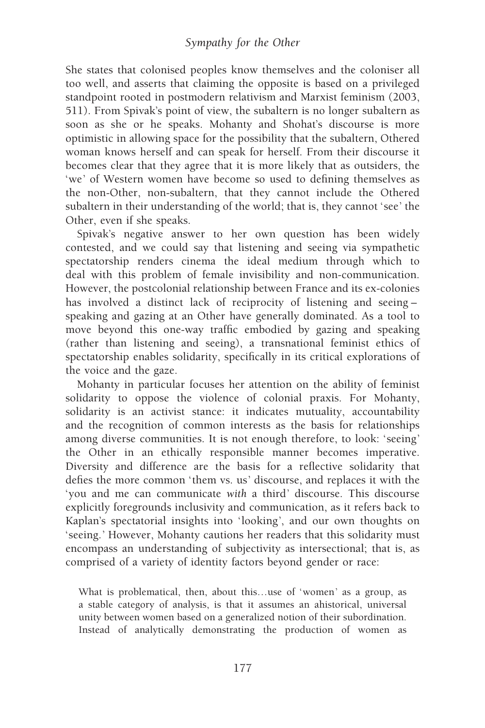She states that colonised peoples know themselves and the coloniser all too well, and asserts that claiming the opposite is based on a privileged standpoint rooted in postmodern relativism and Marxist feminism (2003, 511). From Spivak's point of view, the subaltern is no longer subaltern as soon as she or he speaks. Mohanty and Shohat's discourse is more optimistic in allowing space for the possibility that the subaltern, Othered woman knows herself and can speak for herself. From their discourse it becomes clear that they agree that it is more likely that as outsiders, the 'we' of Western women have become so used to defining themselves as the non-Other, non-subaltern, that they cannot include the Othered subaltern in their understanding of the world; that is, they cannot 'see' the Other, even if she speaks.

Spivak's negative answer to her own question has been widely contested, and we could say that listening and seeing via sympathetic spectatorship renders cinema the ideal medium through which to deal with this problem of female invisibility and non-communication. However, the postcolonial relationship between France and its ex-colonies has involved a distinct lack of reciprocity of listening and seeing – speaking and gazing at an Other have generally dominated. As a tool to move beyond this one-way traffic embodied by gazing and speaking (rather than listening and seeing), a transnational feminist ethics of spectatorship enables solidarity, specifically in its critical explorations of the voice and the gaze.

Mohanty in particular focuses her attention on the ability of feminist solidarity to oppose the violence of colonial praxis. For Mohanty, solidarity is an activist stance: it indicates mutuality, accountability and the recognition of common interests as the basis for relationships among diverse communities. It is not enough therefore, to look: 'seeing' the Other in an ethically responsible manner becomes imperative. Diversity and difference are the basis for a reflective solidarity that defies the more common 'them vs. us' discourse, and replaces it with the 'you and me can communicate *with* a third' discourse. This discourse explicitly foregrounds inclusivity and communication, as it refers back to Kaplan's spectatorial insights into 'looking', and our own thoughts on 'seeing.' However, Mohanty cautions her readers that this solidarity must encompass an understanding of subjectivity as intersectional; that is, as comprised of a variety of identity factors beyond gender or race:

> What is problematical, then, about this…use of 'women' as a group, as a stable category of analysis, is that it assumes an ahistorical, universal unity between women based on a generalized notion of their subordination. Instead of analytically demonstrating the production of women as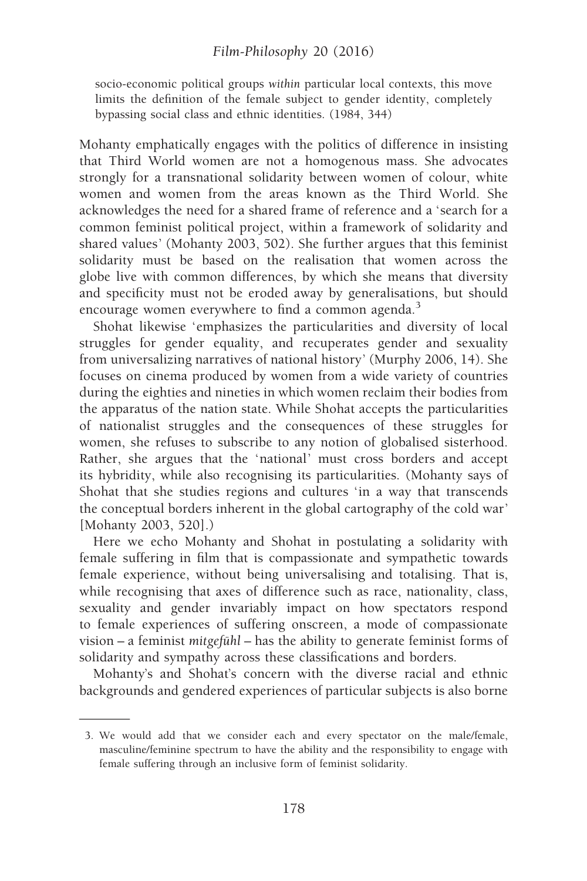> socio-economic political groups *within* particular local contexts, this move limits the definition of the female subject to gender identity, completely bypassing social class and ethnic identities. (1984, 344)

Mohanty emphatically engages with the politics of difference in insisting that Third World women are not a homogenous mass. She advocates strongly for a transnational solidarity between women of colour, white women and women from the areas known as the Third World. She acknowledges the need for a shared frame of reference and a 'search for a common feminist political project, within a framework of solidarity and shared values' (Mohanty 2003, 502). She further argues that this feminist solidarity must be based on the realisation that women across the globe live with common differences, by which she means that diversity and specificity must not be eroded away by generalisations, but should encourage women everywhere to find a common agenda.[3]

Shohat likewise 'emphasizes the particularities and diversity of local struggles for gender equality, and recuperates gender and sexuality from universalizing narratives of national history' (Murphy 2006, 14). She focuses on cinema produced by women from a wide variety of countries during the eighties and nineties in which women reclaim their bodies from the apparatus of the nation state. While Shohat accepts the particularities of nationalist struggles and the consequences of these struggles for women, she refuses to subscribe to any notion of globalised sisterhood. Rather, she argues that the 'national' must cross borders and accept its hybridity, while also recognising its particularities. (Mohanty says of Shohat that she studies regions and cultures 'in a way that transcends the conceptual borders inherent in the global cartography of the cold war' [Mohanty 2003, 520].)

Here we echo Mohanty and Shohat in postulating a solidarity with female suffering in film that is compassionate and sympathetic towards female experience, without being universalising and totalising. That is, while recognising that axes of difference such as race, nationality, class, sexuality and gender invariably impact on how spectators respond to female experiences of suffering onscreen, a mode of compassionate vision – a feminist *mitgefühl* – has the ability to generate feminist forms of solidarity and sympathy across these classifications and borders.

Mohanty's and Shohat's concern with the diverse racial and ethnic backgrounds and gendered experiences of particular subjects is also borne

3. We would add that we consider each and every spectator on the male/female, masculine/feminine spectrum to have the ability and the responsibility to engage with female suffering through an inclusive form of feminist solidarity.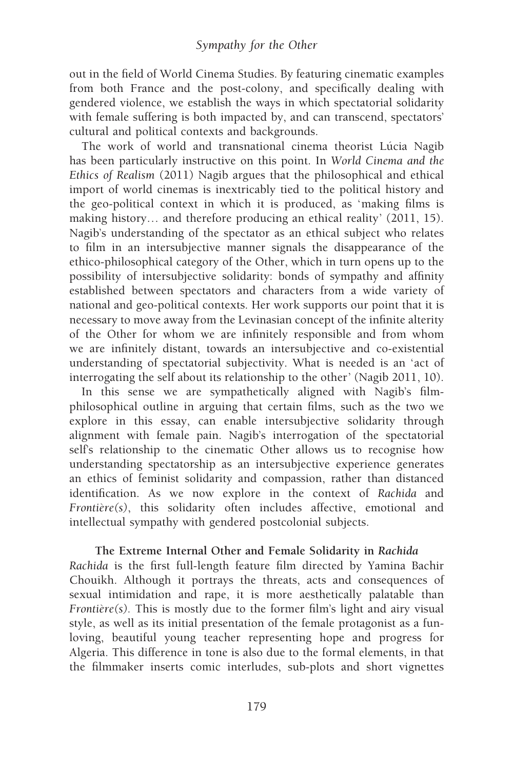out in the field of World Cinema Studies. By featuring cinematic examples from both France and the post-colony, and specifically dealing with gendered violence, we establish the ways in which spectatorial solidarity with female suffering is both impacted by, and can transcend, spectators' cultural and political contexts and backgrounds.

The work of world and transnational cinema theorist Lúcia Nagib has been particularly instructive on this point. In *World Cinema and the Ethics of Realism* (2011) Nagib argues that the philosophical and ethical import of world cinemas is inextricably tied to the political history and the geo-political context in which it is produced, as 'making films is making history… and therefore producing an ethical reality' (2011, 15). Nagib's understanding of the spectator as an ethical subject who relates to film in an intersubjective manner signals the disappearance of the ethico-philosophical category of the Other, which in turn opens up to the possibility of intersubjective solidarity: bonds of sympathy and affinity established between spectators and characters from a wide variety of national and geo-political contexts. Her work supports our point that it is necessary to move away from the Levinasian concept of the infinite alterity of the Other for whom we are infinitely responsible and from whom we are infinitely distant, towards an intersubjective and co-existential understanding of spectatorial subjectivity. What is needed is an 'act of interrogating the self about its relationship to the other' (Nagib 2011, 10).

In this sense we are sympathetically aligned with Nagib's film-philosophical outline in arguing that certain films, such as the two we explore in this essay, can enable intersubjective solidarity through alignment with female pain. Nagib's interrogation of the spectatorial self's relationship to the cinematic Other allows us to recognise how understanding spectatorship as an intersubjective experience generates an ethics of feminist solidarity and compassion, rather than distanced identification. As we now explore in the context of *Rachida* and *Frontière(s)*, this solidarity often includes affective, emotional and intellectual sympathy with gendered postcolonial subjects.

## The Extreme Internal Other and Female Solidarity in *Rachida*

*Rachida* is the first full-length feature film directed by Yamina Bachir Chouikh. Although it portrays the threats, acts and consequences of sexual intimidation and rape, it is more aesthetically palatable than *Frontière(s)*. This is mostly due to the former film's light and airy visual style, as well as its initial presentation of the female protagonist as a fun-loving, beautiful young teacher representing hope and progress for Algeria. This difference in tone is also due to the formal elements, in that the filmmaker inserts comic interludes, sub-plots and short vignettes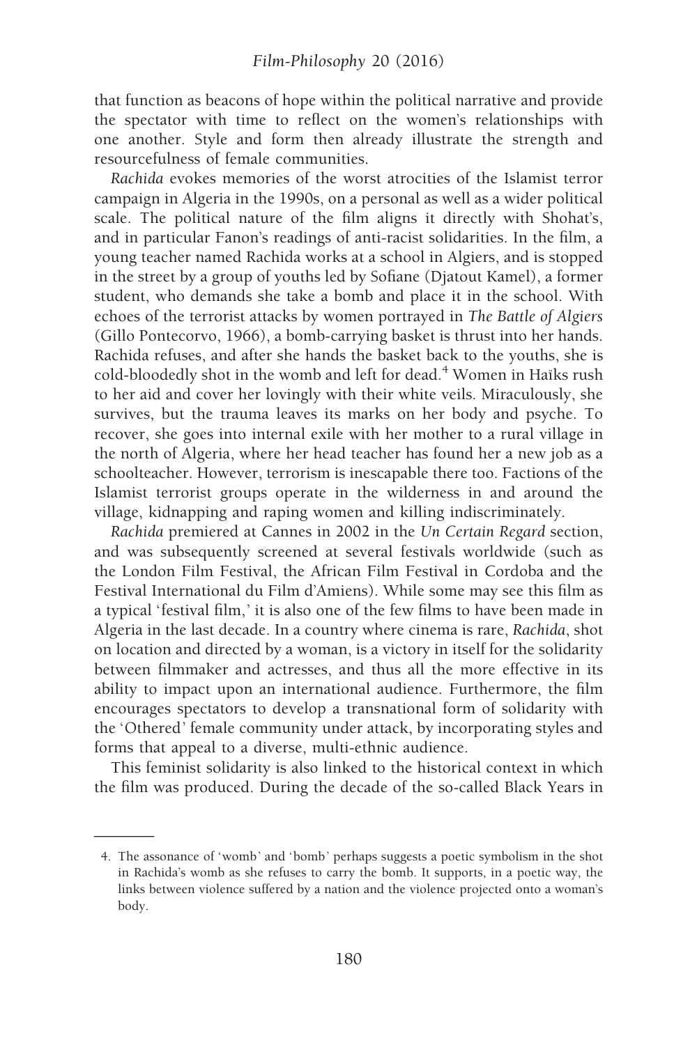that function as beacons of hope within the political narrative and provide the spectator with time to reflect on the women's relationships with one another. Style and form then already illustrate the strength and resourcefulness of female communities.

*Rachida* evokes memories of the worst atrocities of the Islamist terror campaign in Algeria in the 1990s, on a personal as well as a wider political scale. The political nature of the film aligns it directly with Shohat's, and in particular Fanon's readings of anti-racist solidarities. In the film, a young teacher named Rachida works at a school in Algiers, and is stopped in the street by a group of youths led by Sofiane (Djatout Kamel), a former student, who demands she take a bomb and place it in the school. With echoes of the terrorist attacks by women portrayed in *The Battle of Algiers* (Gillo Pontecorvo, 1966), a bomb-carrying basket is thrust into her hands. Rachida refuses, and after she hands the basket back to the youths, she is cold-bloodedly shot in the womb and left for dead.[4] Women in Haïks rush to her aid and cover her lovingly with their white veils. Miraculously, she survives, but the trauma leaves its marks on her body and psyche. To recover, she goes into internal exile with her mother to a rural village in the north of Algeria, where her head teacher has found her a new job as a schoolteacher. However, terrorism is inescapable there too. Factions of the Islamist terrorist groups operate in the wilderness in and around the village, kidnapping and raping women and killing indiscriminately.

*Rachida* premiered at Cannes in 2002 in the *Un Certain Regard* section, and was subsequently screened at several festivals worldwide (such as the London Film Festival, the African Film Festival in Cordoba and the Festival International du Film d'Amiens). While some may see this film as a typical 'festival film,' it is also one of the few films to have been made in Algeria in the last decade. In a country where cinema is rare, *Rachida*, shot on location and directed by a woman, is a victory in itself for the solidarity between filmmaker and actresses, and thus all the more effective in its ability to impact upon an international audience. Furthermore, the film encourages spectators to develop a transnational form of solidarity with the 'Othered' female community under attack, by incorporating styles and forms that appeal to a diverse, multi-ethnic audience.

This feminist solidarity is also linked to the historical context in which the film was produced. During the decade of the so-called Black Years in

---

4. The assonance of 'womb' and 'bomb' perhaps suggests a poetic symbolism in the shot in Rachida's womb as she refuses to carry the bomb. It supports, in a poetic way, the links between violence suffered by a nation and the violence projected onto a woman's body.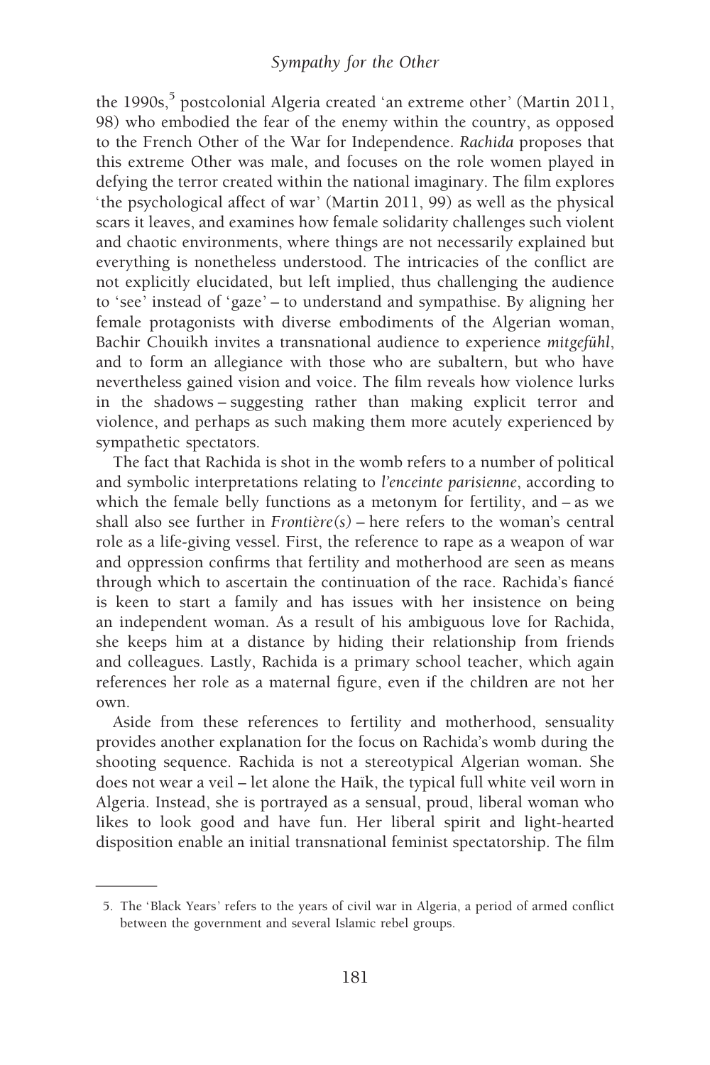the 1990s,[5] postcolonial Algeria created 'an extreme other' (Martin 2011, 98) who embodied the fear of the enemy within the country, as opposed to the French Other of the War for Independence. *Rachida* proposes that this extreme Other was male, and focuses on the role women played in defying the terror created within the national imaginary. The film explores 'the psychological affect of war' (Martin 2011, 99) as well as the physical scars it leaves, and examines how female solidarity challenges such violent and chaotic environments, where things are not necessarily explained but everything is nonetheless understood. The intricacies of the conflict are not explicitly elucidated, but left implied, thus challenging the audience to 'see' instead of 'gaze' – to understand and sympathise. By aligning her female protagonists with diverse embodiments of the Algerian woman, Bachir Chouikh invites a transnational audience to experience *mitgefühl*, and to form an allegiance with those who are subaltern, but who have nevertheless gained vision and voice. The film reveals how violence lurks in the shadows – suggesting rather than making explicit terror and violence, and perhaps as such making them more acutely experienced by sympathetic spectators.

The fact that Rachida is shot in the womb refers to a number of political and symbolic interpretations relating to *l'enceinte parisienne*, according to which the female belly functions as a metonym for fertility, and – as we shall also see further in *Frontière(s)* – here refers to the woman's central role as a life-giving vessel. First, the reference to rape as a weapon of war and oppression confirms that fertility and motherhood are seen as means through which to ascertain the continuation of the race. Rachida's fiancé is keen to start a family and has issues with her insistence on being an independent woman. As a result of his ambiguous love for Rachida, she keeps him at a distance by hiding their relationship from friends and colleagues. Lastly, Rachida is a primary school teacher, which again references her role as a maternal figure, even if the children are not her own.

Aside from these references to fertility and motherhood, sensuality provides another explanation for the focus on Rachida's womb during the shooting sequence. Rachida is not a stereotypical Algerian woman. She does not wear a veil – let alone the Haïk, the typical full white veil worn in Algeria. Instead, she is portrayed as a sensual, proud, liberal woman who likes to look good and have fun. Her liberal spirit and light-hearted disposition enable an initial transnational feminist spectatorship. The film

5. The 'Black Years' refers to the years of civil war in Algeria, a period of armed conflict between the government and several Islamic rebel groups.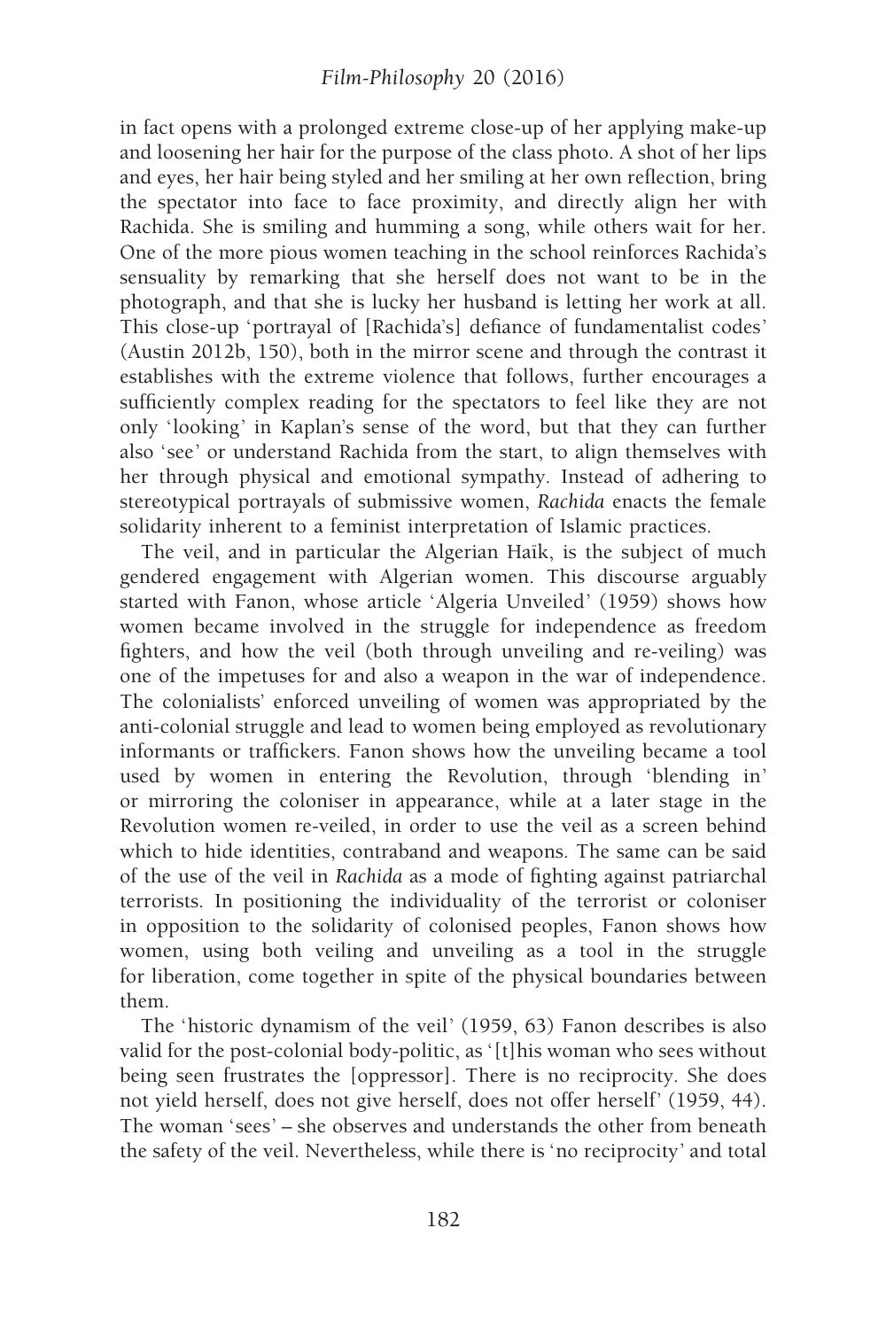in fact opens with a prolonged extreme close-up of her applying make-up and loosening her hair for the purpose of the class photo. A shot of her lips and eyes, her hair being styled and her smiling at her own reflection, bring the spectator into face to face proximity, and directly align her with Rachida. She is smiling and humming a song, while others wait for her. One of the more pious women teaching in the school reinforces Rachida's sensuality by remarking that she herself does not want to be in the photograph, and that she is lucky her husband is letting her work at all. This close-up 'portrayal of [Rachida's] defiance of fundamentalist codes' (Austin 2012b, 150), both in the mirror scene and through the contrast it establishes with the extreme violence that follows, further encourages a sufficiently complex reading for the spectators to feel like they are not only 'looking' in Kaplan's sense of the word, but that they can further also 'see' or understand Rachida from the start, to align themselves with her through physical and emotional sympathy. Instead of adhering to stereotypical portrayals of submissive women, *Rachida* enacts the female solidarity inherent to a feminist interpretation of Islamic practices.

The veil, and in particular the Algerian Haïk, is the subject of much gendered engagement with Algerian women. This discourse arguably started with Fanon, whose article 'Algeria Unveiled' (1959) shows how women became involved in the struggle for independence as freedom fighters, and how the veil (both through unveiling and re-veiling) was one of the impetuses for and also a weapon in the war of independence. The colonialists' enforced unveiling of women was appropriated by the anti-colonial struggle and lead to women being employed as revolutionary informants or traffickers. Fanon shows how the unveiling became a tool used by women in entering the Revolution, through 'blending in' or mirroring the coloniser in appearance, while at a later stage in the Revolution women re-veiled, in order to use the veil as a screen behind which to hide identities, contraband and weapons. The same can be said of the use of the veil in *Rachida* as a mode of fighting against patriarchal terrorists. In positioning the individuality of the terrorist or coloniser in opposition to the solidarity of colonised peoples, Fanon shows how women, using both veiling and unveiling as a tool in the struggle for liberation, come together in spite of the physical boundaries between them.

The 'historic dynamism of the veil' (1959, 63) Fanon describes is also valid for the post-colonial body-politic, as '[t]his woman who sees without being seen frustrates the [oppressor]. There is no reciprocity. She does not yield herself, does not give herself, does not offer herself' (1959, 44). The woman 'sees' – she observes and understands the other from beneath the safety of the veil. Nevertheless, while there is 'no reciprocity' and total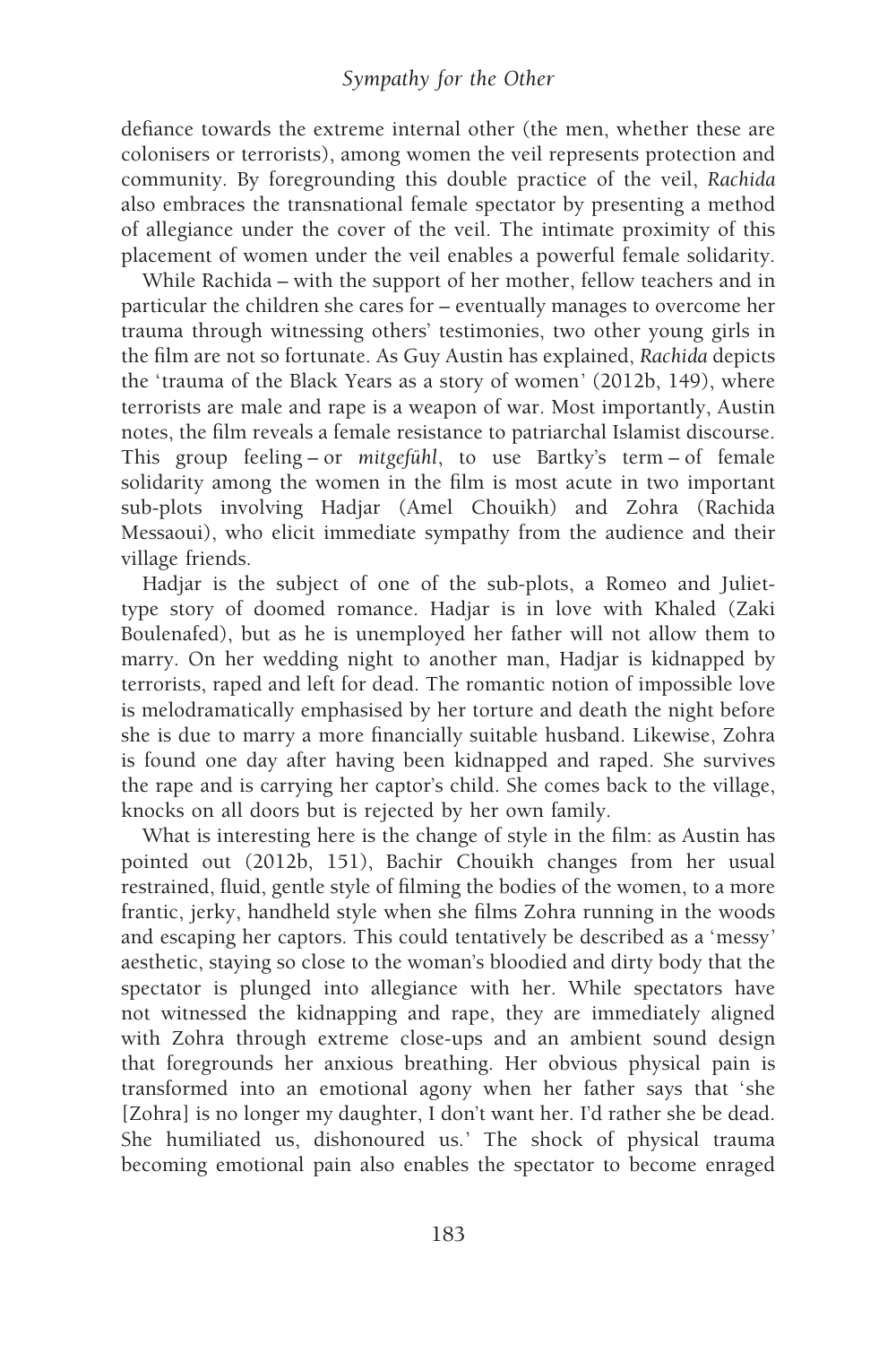defiance towards the extreme internal other (the men, whether these are colonisers or terrorists), among women the veil represents protection and community. By foregrounding this double practice of the veil, *Rachida* also embraces the transnational female spectator by presenting a method of allegiance under the cover of the veil. The intimate proximity of this placement of women under the veil enables a powerful female solidarity.

While Rachida – with the support of her mother, fellow teachers and in particular the children she cares for – eventually manages to overcome her trauma through witnessing others' testimonies, two other young girls in the film are not so fortunate. As Guy Austin has explained, *Rachida* depicts the 'trauma of the Black Years as a story of women' (2012b, 149), where terrorists are male and rape is a weapon of war. Most importantly, Austin notes, the film reveals a female resistance to patriarchal Islamist discourse. This group feeling – or *mitgefühl*, to use Bartky's term – of female solidarity among the women in the film is most acute in two important sub-plots involving Hadjar (Amel Chouikh) and Zohra (Rachida Messaoui), who elicit immediate sympathy from the audience and their village friends.

Hadjar is the subject of one of the sub-plots, a Romeo and Juliet-type story of doomed romance. Hadjar is in love with Khaled (Zaki Boulenafed), but as he is unemployed her father will not allow them to marry. On her wedding night to another man, Hadjar is kidnapped by terrorists, raped and left for dead. The romantic notion of impossible love is melodramatically emphasised by her torture and death the night before she is due to marry a more financially suitable husband. Likewise, Zohra is found one day after having been kidnapped and raped. She survives the rape and is carrying her captor's child. She comes back to the village, knocks on all doors but is rejected by her own family.

What is interesting here is the change of style in the film: as Austin has pointed out (2012b, 151), Bachir Chouikh changes from her usual restrained, fluid, gentle style of filming the bodies of the women, to a more frantic, jerky, handheld style when she films Zohra running in the woods and escaping her captors. This could tentatively be described as a 'messy' aesthetic, staying so close to the woman's bloodied and dirty body that the spectator is plunged into allegiance with her. While spectators have not witnessed the kidnapping and rape, they are immediately aligned with Zohra through extreme close-ups and an ambient sound design that foregrounds her anxious breathing. Her obvious physical pain is transformed into an emotional agony when her father says that 'she [Zohra] is no longer my daughter, I don't want her. I'd rather she be dead. She humiliated us, dishonoured us.' The shock of physical trauma becoming emotional pain also enables the spectator to become enraged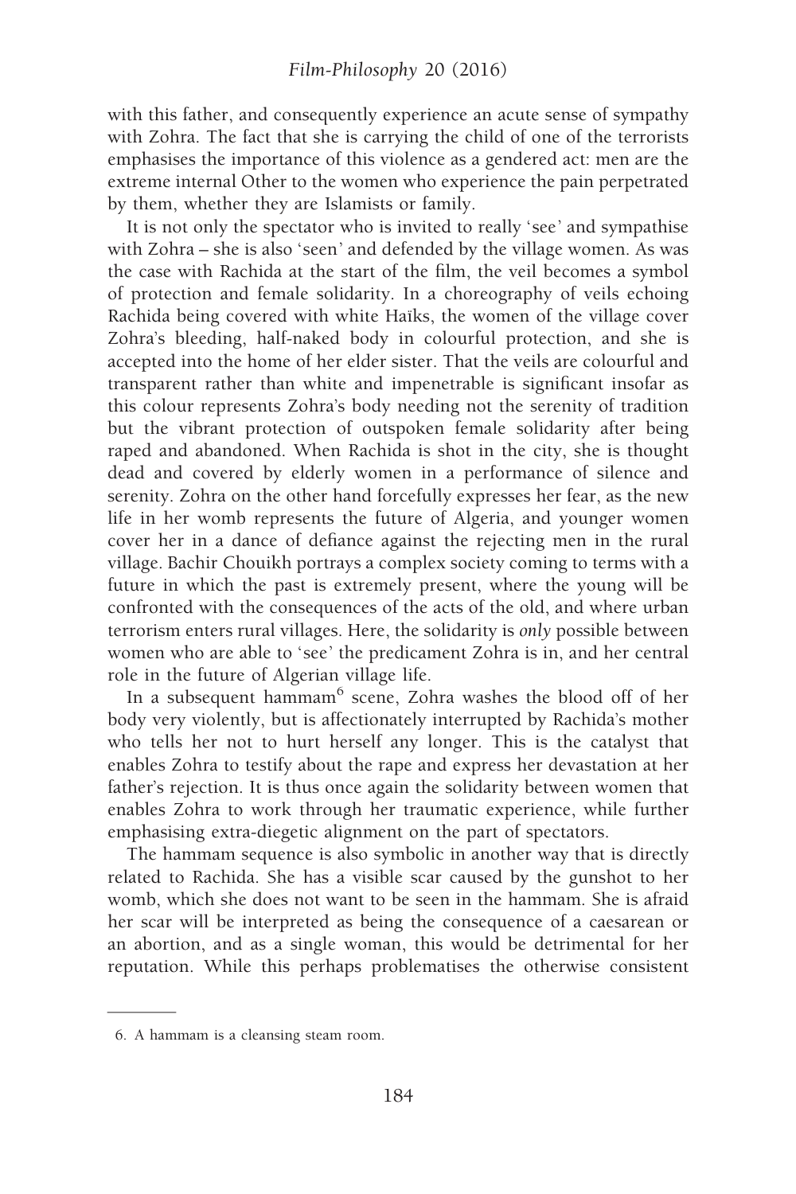with this father, and consequently experience an acute sense of sympathy with Zohra. The fact that she is carrying the child of one of the terrorists emphasises the importance of this violence as a gendered act: men are the extreme internal Other to the women who experience the pain perpetrated by them, whether they are Islamists or family.

It is not only the spectator who is invited to really 'see' and sympathise with Zohra – she is also 'seen' and defended by the village women. As was the case with Rachida at the start of the film, the veil becomes a symbol of protection and female solidarity. In a choreography of veils echoing Rachida being covered with white Haïks, the women of the village cover Zohra's bleeding, half-naked body in colourful protection, and she is accepted into the home of her elder sister. That the veils are colourful and transparent rather than white and impenetrable is significant insofar as this colour represents Zohra's body needing not the serenity of tradition but the vibrant protection of outspoken female solidarity after being raped and abandoned. When Rachida is shot in the city, she is thought dead and covered by elderly women in a performance of silence and serenity. Zohra on the other hand forcefully expresses her fear, as the new life in her womb represents the future of Algeria, and younger women cover her in a dance of defiance against the rejecting men in the rural village. Bachir Chouikh portrays a complex society coming to terms with a future in which the past is extremely present, where the young will be confronted with the consequences of the acts of the old, and where urban terrorism enters rural villages. Here, the solidarity is *only* possible between women who are able to 'see' the predicament Zohra is in, and her central role in the future of Algerian village life.

In a subsequent hammam[6] scene, Zohra washes the blood off of her body very violently, but is affectionately interrupted by Rachida's mother who tells her not to hurt herself any longer. This is the catalyst that enables Zohra to testify about the rape and express her devastation at her father's rejection. It is thus once again the solidarity between women that enables Zohra to work through her traumatic experience, while further emphasising extra-diegetic alignment on the part of spectators.

The hammam sequence is also symbolic in another way that is directly related to Rachida. She has a visible scar caused by the gunshot to her womb, which she does not want to be seen in the hammam. She is afraid her scar will be interpreted as being the consequence of a caesarean or an abortion, and as a single woman, this would be detrimental for her reputation. While this perhaps problematises the otherwise consistent

6. A hammam is a cleansing steam room.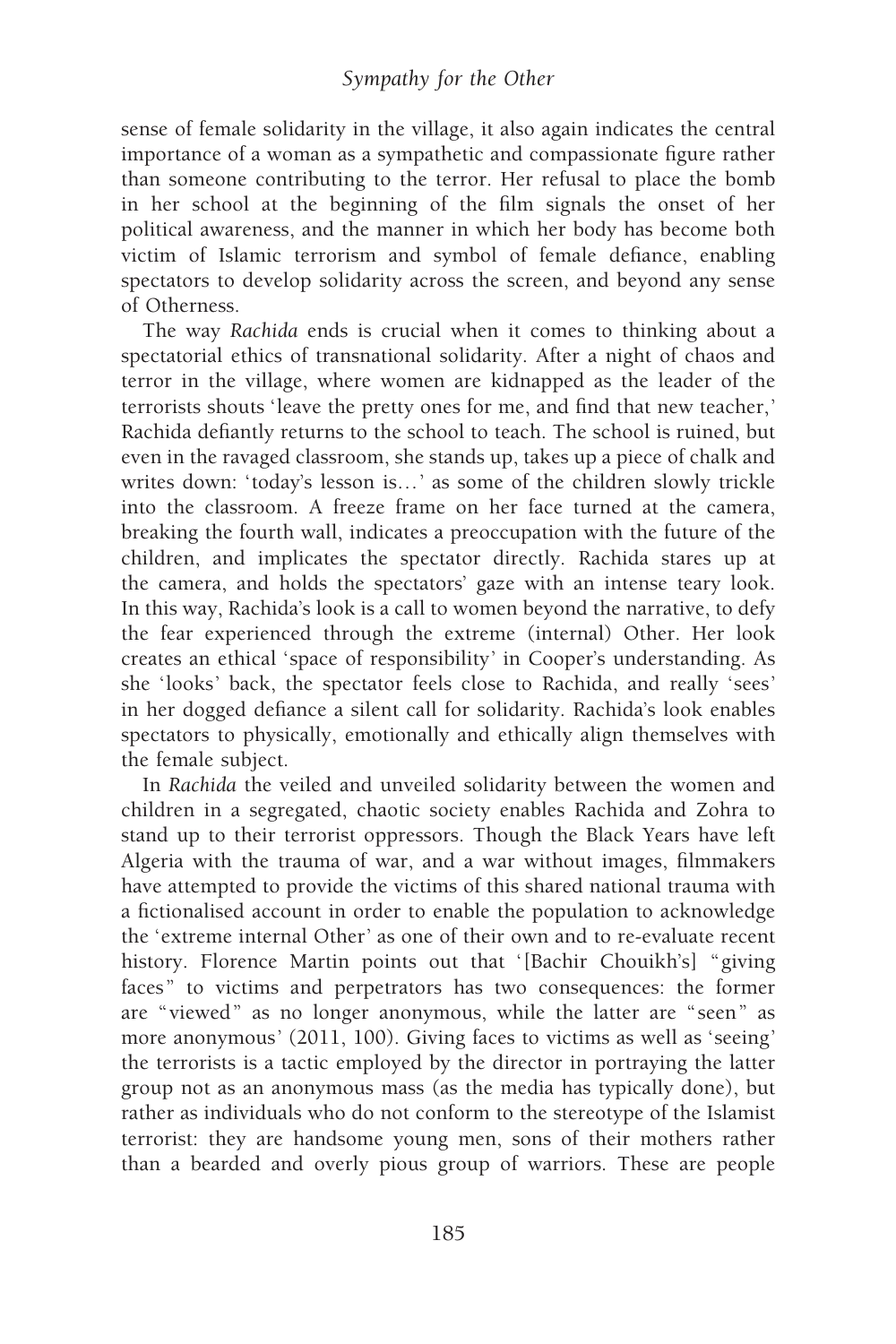sense of female solidarity in the village, it also again indicates the central importance of a woman as a sympathetic and compassionate figure rather than someone contributing to the terror. Her refusal to place the bomb in her school at the beginning of the film signals the onset of her political awareness, and the manner in which her body has become both victim of Islamic terrorism and symbol of female defiance, enabling spectators to develop solidarity across the screen, and beyond any sense of Otherness.

The way *Rachida* ends is crucial when it comes to thinking about a spectatorial ethics of transnational solidarity. After a night of chaos and terror in the village, where women are kidnapped as the leader of the terrorists shouts 'leave the pretty ones for me, and find that new teacher,' Rachida defiantly returns to the school to teach. The school is ruined, but even in the ravaged classroom, she stands up, takes up a piece of chalk and writes down: 'today's lesson is…' as some of the children slowly trickle into the classroom. A freeze frame on her face turned at the camera, breaking the fourth wall, indicates a preoccupation with the future of the children, and implicates the spectator directly. Rachida stares up at the camera, and holds the spectators' gaze with an intense teary look. In this way, Rachida's look is a call to women beyond the narrative, to defy the fear experienced through the extreme (internal) Other. Her look creates an ethical 'space of responsibility' in Cooper's understanding. As she 'looks' back, the spectator feels close to Rachida, and really 'sees' in her dogged defiance a silent call for solidarity. Rachida's look enables spectators to physically, emotionally and ethically align themselves with the female subject.

In *Rachida* the veiled and unveiled solidarity between the women and children in a segregated, chaotic society enables Rachida and Zohra to stand up to their terrorist oppressors. Though the Black Years have left Algeria with the trauma of war, and a war without images, filmmakers have attempted to provide the victims of this shared national trauma with a fictionalised account in order to enable the population to acknowledge the 'extreme internal Other' as one of their own and to re-evaluate recent history. Florence Martin points out that '[Bachir Chouikh's] "giving faces" to victims and perpetrators has two consequences: the former are "viewed" as no longer anonymous, while the latter are "seen" as more anonymous' (2011, 100). Giving faces to victims as well as 'seeing' the terrorists is a tactic employed by the director in portraying the latter group not as an anonymous mass (as the media has typically done), but rather as individuals who do not conform to the stereotype of the Islamist terrorist: they are handsome young men, sons of their mothers rather than a bearded and overly pious group of warriors. These are people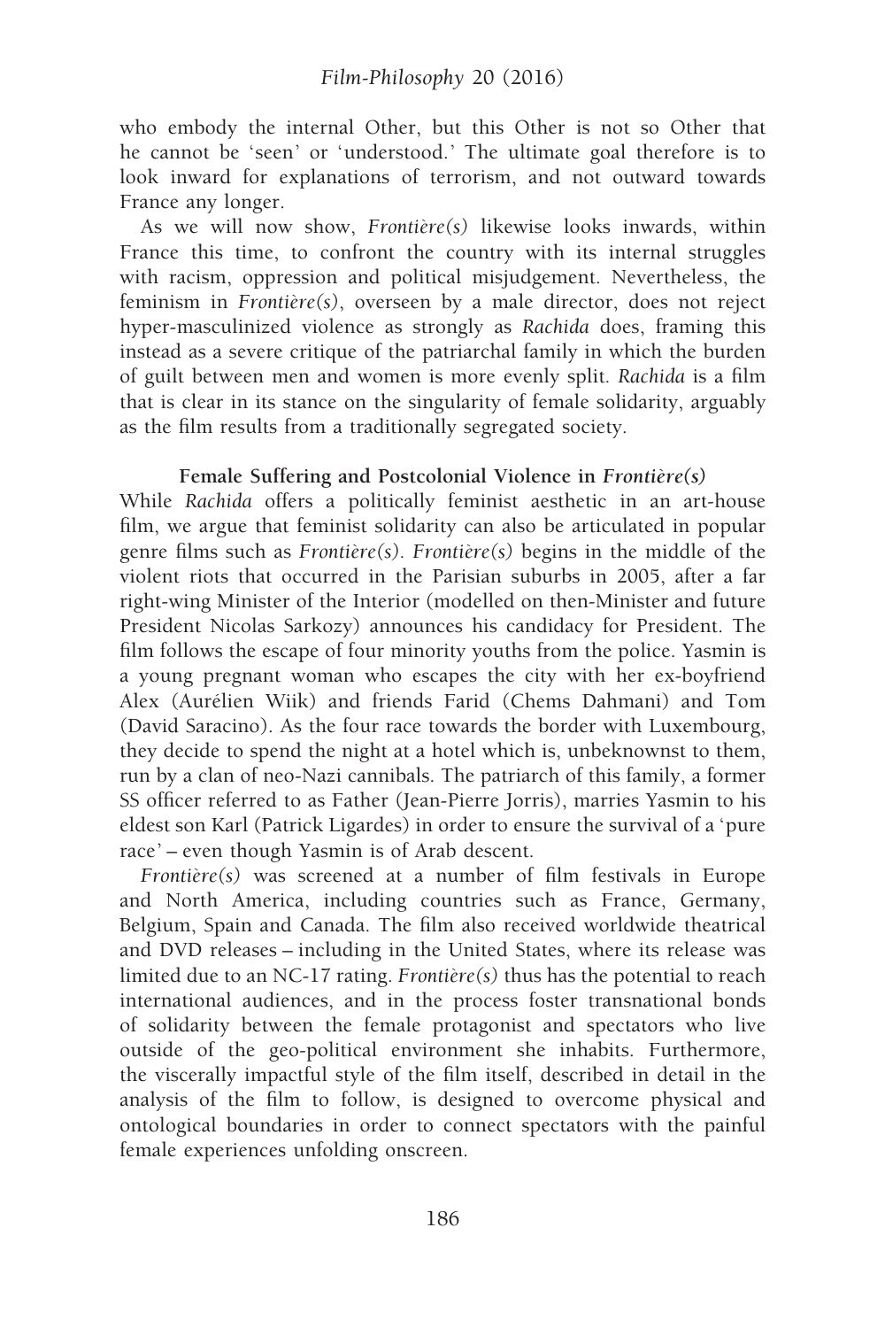who embody the internal Other, but this Other is not so Other that he cannot be 'seen' or 'understood.' The ultimate goal therefore is to look inward for explanations of terrorism, and not outward towards France any longer.

As we will now show, *Frontière(s)* likewise looks inwards, within France this time, to confront the country with its internal struggles with racism, oppression and political misjudgement. Nevertheless, the feminism in *Frontière(s)*, overseen by a male director, does not reject hyper-masculinized violence as strongly as *Rachida* does, framing this instead as a severe critique of the patriarchal family in which the burden of guilt between men and women is more evenly split. *Rachida* is a film that is clear in its stance on the singularity of female solidarity, arguably as the film results from a traditionally segregated society.

### Female Suffering and Postcolonial Violence in *Frontière(s)*

While *Rachida* offers a politically feminist aesthetic in an art-house film, we argue that feminist solidarity can also be articulated in popular genre films such as *Frontière(s)*. *Frontière(s)* begins in the middle of the violent riots that occurred in the Parisian suburbs in 2005, after a far right-wing Minister of the Interior (modelled on then-Minister and future President Nicolas Sarkozy) announces his candidacy for President. The film follows the escape of four minority youths from the police. Yasmin is a young pregnant woman who escapes the city with her ex-boyfriend Alex (Aurélien Wiik) and friends Farid (Chems Dahmani) and Tom (David Saracino). As the four race towards the border with Luxembourg, they decide to spend the night at a hotel which is, unbeknownst to them, run by a clan of neo-Nazi cannibals. The patriarch of this family, a former SS officer referred to as Father (Jean-Pierre Jorris), marries Yasmin to his eldest son Karl (Patrick Ligardes) in order to ensure the survival of a 'pure race' – even though Yasmin is of Arab descent.

*Frontière(s)* was screened at a number of film festivals in Europe and North America, including countries such as France, Germany, Belgium, Spain and Canada. The film also received worldwide theatrical and DVD releases – including in the United States, where its release was limited due to an NC-17 rating. *Frontière(s)* thus has the potential to reach international audiences, and in the process foster transnational bonds of solidarity between the female protagonist and spectators who live outside of the geo-political environment she inhabits. Furthermore, the viscerally impactful style of the film itself, described in detail in the analysis of the film to follow, is designed to overcome physical and ontological boundaries in order to connect spectators with the painful female experiences unfolding onscreen.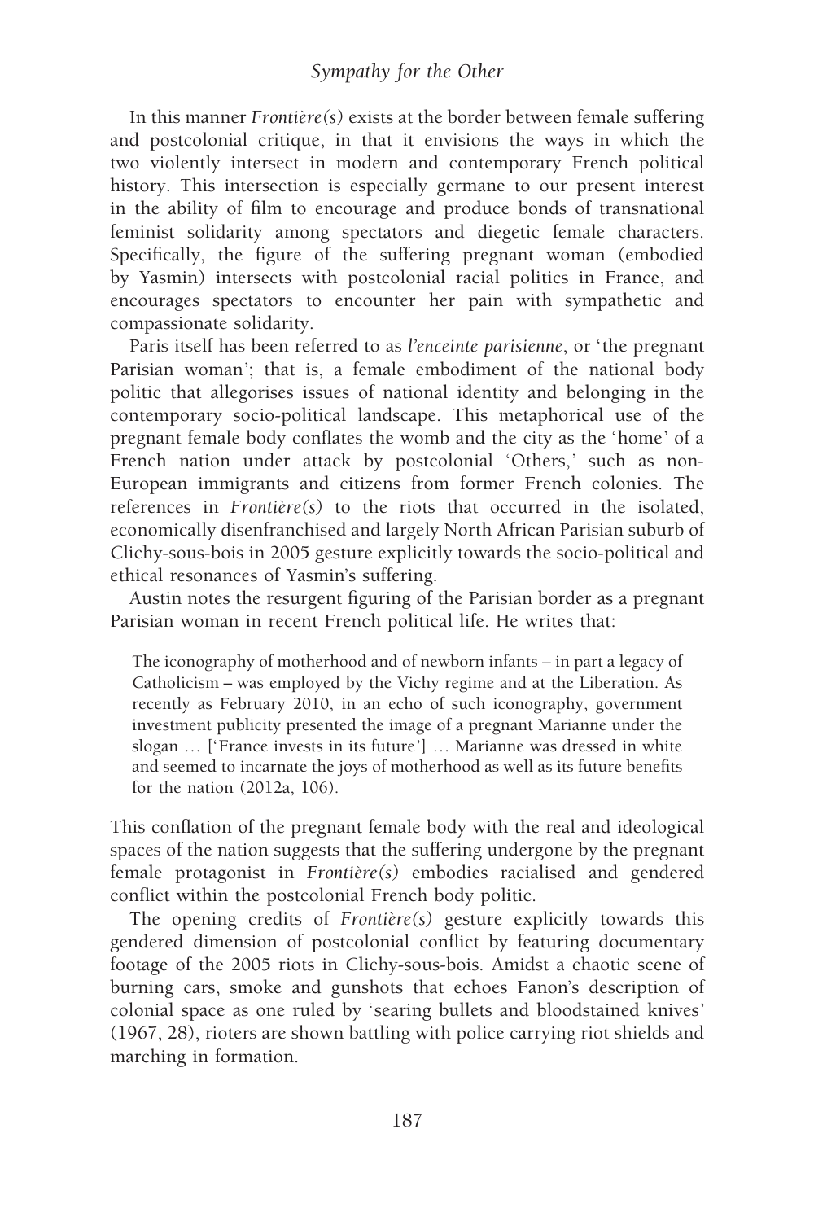In this manner *Frontière(s)* exists at the border between female suffering and postcolonial critique, in that it envisions the ways in which the two violently intersect in modern and contemporary French political history. This intersection is especially germane to our present interest in the ability of film to encourage and produce bonds of transnational feminist solidarity among spectators and diegetic female characters. Specifically, the figure of the suffering pregnant woman (embodied by Yasmin) intersects with postcolonial racial politics in France, and encourages spectators to encounter her pain with sympathetic and compassionate solidarity.

Paris itself has been referred to as *l'enceinte parisienne*, or 'the pregnant Parisian woman'; that is, a female embodiment of the national body politic that allegorises issues of national identity and belonging in the contemporary socio-political landscape. This metaphorical use of the pregnant female body conflates the womb and the city as the 'home' of a French nation under attack by postcolonial 'Others,' such as non-European immigrants and citizens from former French colonies. The references in *Frontière(s)* to the riots that occurred in the isolated, economically disenfranchised and largely North African Parisian suburb of Clichy-sous-bois in 2005 gesture explicitly towards the socio-political and ethical resonances of Yasmin's suffering.

Austin notes the resurgent figuring of the Parisian border as a pregnant Parisian woman in recent French political life. He writes that:

> The iconography of motherhood and of newborn infants – in part a legacy of Catholicism – was employed by the Vichy regime and at the Liberation. As recently as February 2010, in an echo of such iconography, government investment publicity presented the image of a pregnant Marianne under the slogan … ['France invests in its future'] … Marianne was dressed in white and seemed to incarnate the joys of motherhood as well as its future benefits for the nation (2012a, 106).

This conflation of the pregnant female body with the real and ideological spaces of the nation suggests that the suffering undergone by the pregnant female protagonist in *Frontière(s)* embodies racialised and gendered conflict within the postcolonial French body politic.

The opening credits of *Frontière(s)* gesture explicitly towards this gendered dimension of postcolonial conflict by featuring documentary footage of the 2005 riots in Clichy-sous-bois. Amidst a chaotic scene of burning cars, smoke and gunshots that echoes Fanon's description of colonial space as one ruled by 'searing bullets and bloodstained knives' (1967, 28), rioters are shown battling with police carrying riot shields and marching in formation.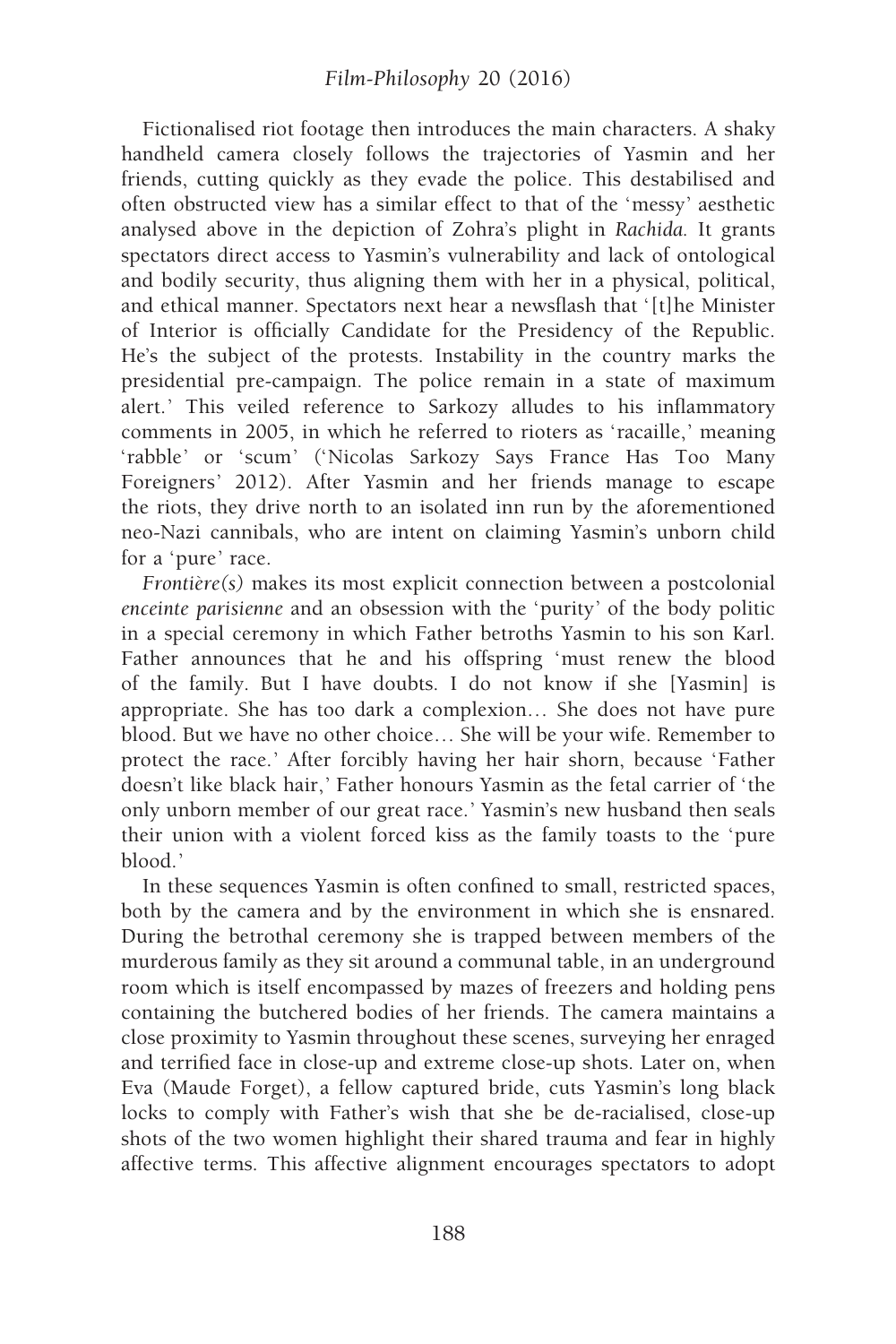Fictionalised riot footage then introduces the main characters. A shaky handheld camera closely follows the trajectories of Yasmin and her friends, cutting quickly as they evade the police. This destabilised and often obstructed view has a similar effect to that of the 'messy' aesthetic analysed above in the depiction of Zohra's plight in *Rachida.* It grants spectators direct access to Yasmin's vulnerability and lack of ontological and bodily security, thus aligning them with her in a physical, political, and ethical manner. Spectators next hear a newsflash that '[t]he Minister of Interior is officially Candidate for the Presidency of the Republic. He's the subject of the protests. Instability in the country marks the presidential pre-campaign. The police remain in a state of maximum alert.' This veiled reference to Sarkozy alludes to his inflammatory comments in 2005, in which he referred to rioters as 'racaille,' meaning 'rabble' or 'scum' ('Nicolas Sarkozy Says France Has Too Many Foreigners' 2012). After Yasmin and her friends manage to escape the riots, they drive north to an isolated inn run by the aforementioned neo-Nazi cannibals, who are intent on claiming Yasmin's unborn child for a 'pure' race.

*Frontière(s)* makes its most explicit connection between a postcolonial *enceinte parisienne* and an obsession with the 'purity' of the body politic in a special ceremony in which Father betroths Yasmin to his son Karl. Father announces that he and his offspring 'must renew the blood of the family. But I have doubts. I do not know if she [Yasmin] is appropriate. She has too dark a complexion… She does not have pure blood. But we have no other choice… She will be your wife. Remember to protect the race.' After forcibly having her hair shorn, because 'Father doesn't like black hair,' Father honours Yasmin as the fetal carrier of 'the only unborn member of our great race.' Yasmin's new husband then seals their union with a violent forced kiss as the family toasts to the 'pure blood.'

In these sequences Yasmin is often confined to small, restricted spaces, both by the camera and by the environment in which she is ensnared. During the betrothal ceremony she is trapped between members of the murderous family as they sit around a communal table, in an underground room which is itself encompassed by mazes of freezers and holding pens containing the butchered bodies of her friends. The camera maintains a close proximity to Yasmin throughout these scenes, surveying her enraged and terrified face in close-up and extreme close-up shots. Later on, when Eva (Maude Forget), a fellow captured bride, cuts Yasmin's long black locks to comply with Father's wish that she be de-racialised, close-up shots of the two women highlight their shared trauma and fear in highly affective terms. This affective alignment encourages spectators to adopt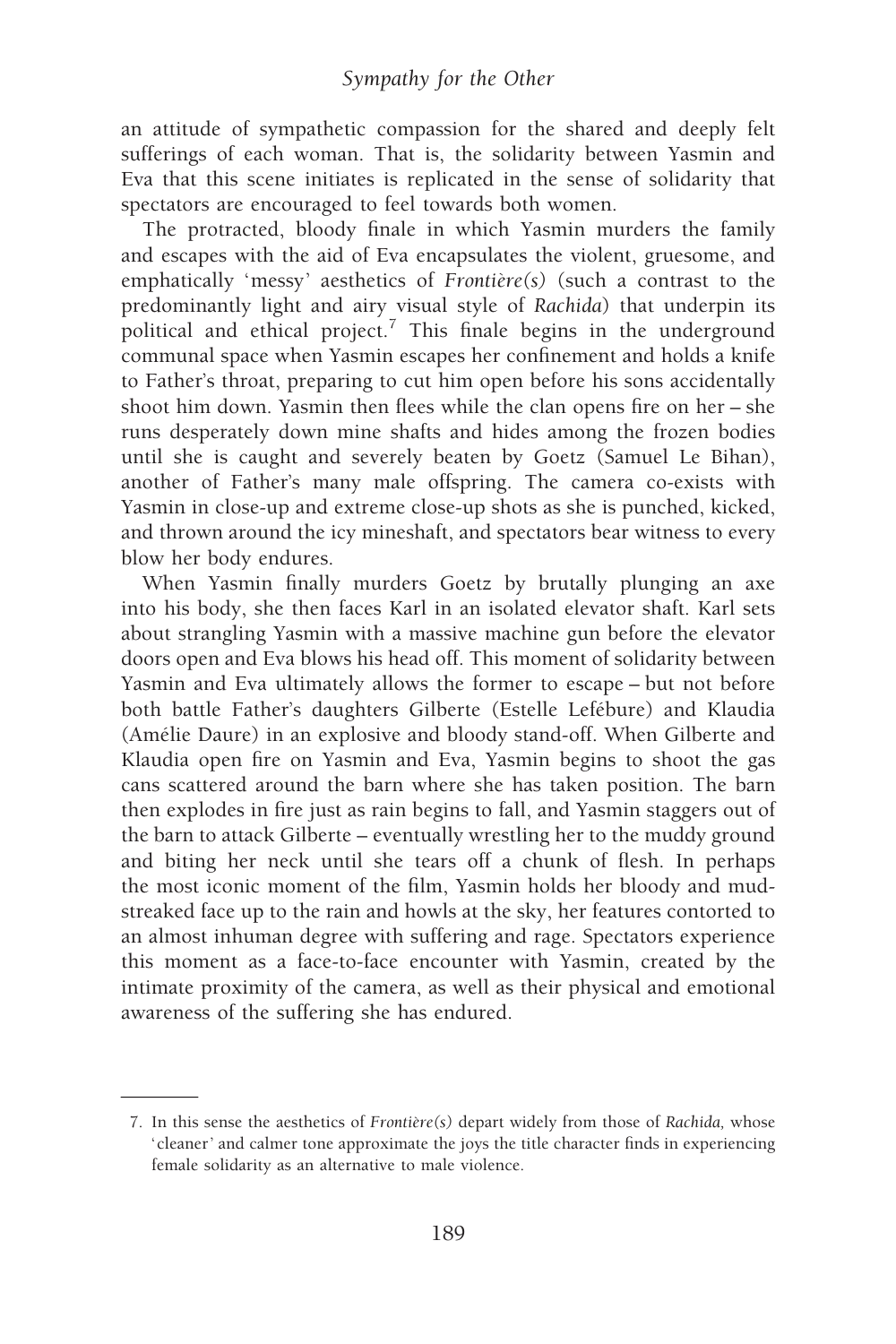an attitude of sympathetic compassion for the shared and deeply felt sufferings of each woman. That is, the solidarity between Yasmin and Eva that this scene initiates is replicated in the sense of solidarity that spectators are encouraged to feel towards both women.

The protracted, bloody finale in which Yasmin murders the family and escapes with the aid of Eva encapsulates the violent, gruesome, and emphatically 'messy' aesthetics of *Frontière(s)* (such a contrast to the predominantly light and airy visual style of *Rachida*) that underpin its political and ethical project.[7] This finale begins in the underground communal space when Yasmin escapes her confinement and holds a knife to Father's throat, preparing to cut him open before his sons accidentally shoot him down. Yasmin then flees while the clan opens fire on her – she runs desperately down mine shafts and hides among the frozen bodies until she is caught and severely beaten by Goetz (Samuel Le Bihan), another of Father's many male offspring. The camera co-exists with Yasmin in close-up and extreme close-up shots as she is punched, kicked, and thrown around the icy mineshaft, and spectators bear witness to every blow her body endures.

When Yasmin finally murders Goetz by brutally plunging an axe into his body, she then faces Karl in an isolated elevator shaft. Karl sets about strangling Yasmin with a massive machine gun before the elevator doors open and Eva blows his head off. This moment of solidarity between Yasmin and Eva ultimately allows the former to escape – but not before both battle Father's daughters Gilberte (Estelle Lefébure) and Klaudia (Amélie Daure) in an explosive and bloody stand-off. When Gilberte and Klaudia open fire on Yasmin and Eva, Yasmin begins to shoot the gas cans scattered around the barn where she has taken position. The barn then explodes in fire just as rain begins to fall, and Yasmin staggers out of the barn to attack Gilberte – eventually wrestling her to the muddy ground and biting her neck until she tears off a chunk of flesh. In perhaps the most iconic moment of the film, Yasmin holds her bloody and mud-streaked face up to the rain and howls at the sky, her features contorted to an almost inhuman degree with suffering and rage. Spectators experience this moment as a face-to-face encounter with Yasmin, created by the intimate proximity of the camera, as well as their physical and emotional awareness of the suffering she has endured.

---

7. In this sense the aesthetics of *Frontière(s)* depart widely from those of *Rachida*, whose 'cleaner' and calmer tone approximate the joys the title character finds in experiencing female solidarity as an alternative to male violence.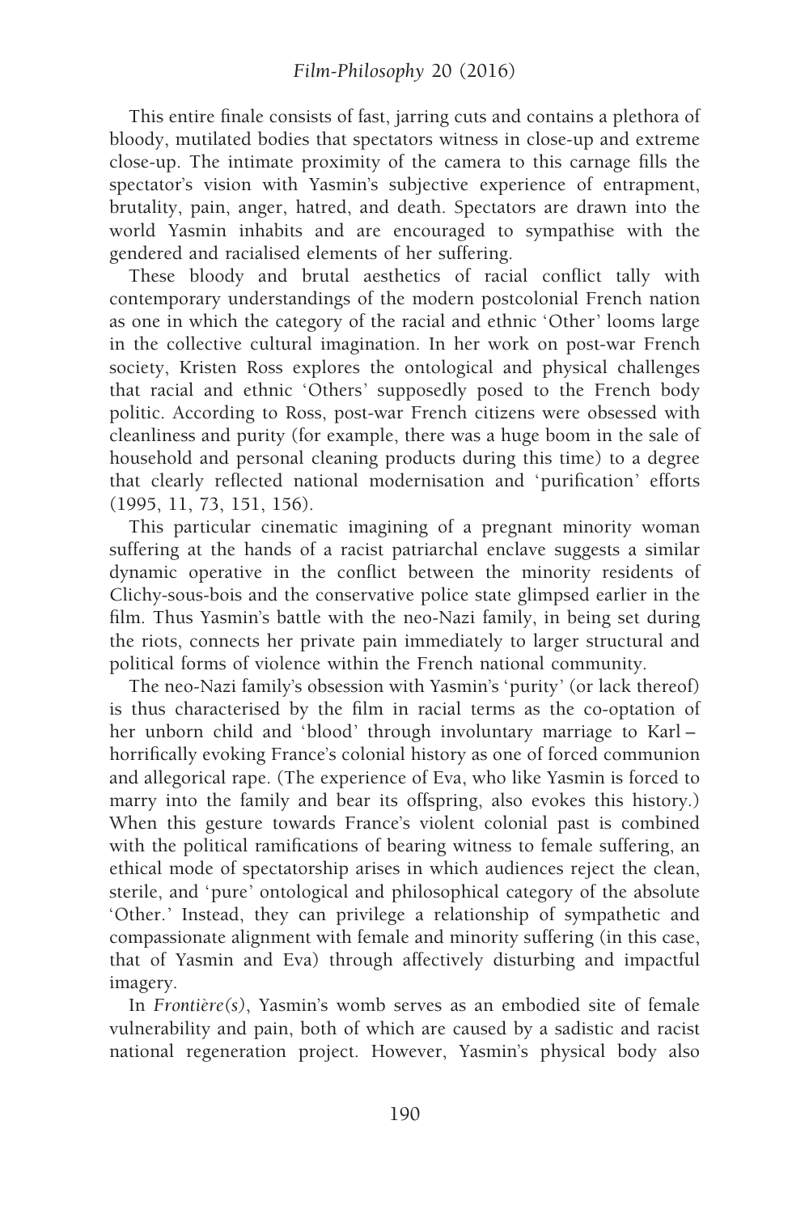This entire finale consists of fast, jarring cuts and contains a plethora of bloody, mutilated bodies that spectators witness in close-up and extreme close-up. The intimate proximity of the camera to this carnage fills the spectator's vision with Yasmin's subjective experience of entrapment, brutality, pain, anger, hatred, and death. Spectators are drawn into the world Yasmin inhabits and are encouraged to sympathise with the gendered and racialised elements of her suffering.

These bloody and brutal aesthetics of racial conflict tally with contemporary understandings of the modern postcolonial French nation as one in which the category of the racial and ethnic 'Other' looms large in the collective cultural imagination. In her work on post-war French society, Kristen Ross explores the ontological and physical challenges that racial and ethnic 'Others' supposedly posed to the French body politic. According to Ross, post-war French citizens were obsessed with cleanliness and purity (for example, there was a huge boom in the sale of household and personal cleaning products during this time) to a degree that clearly reflected national modernisation and 'purification' efforts (1995, 11, 73, 151, 156).

This particular cinematic imagining of a pregnant minority woman suffering at the hands of a racist patriarchal enclave suggests a similar dynamic operative in the conflict between the minority residents of Clichy-sous-bois and the conservative police state glimpsed earlier in the film. Thus Yasmin's battle with the neo-Nazi family, in being set during the riots, connects her private pain immediately to larger structural and political forms of violence within the French national community.

The neo-Nazi family's obsession with Yasmin's 'purity' (or lack thereof) is thus characterised by the film in racial terms as the co-optation of her unborn child and 'blood' through involuntary marriage to Karl – horrifically evoking France's colonial history as one of forced communion and allegorical rape. (The experience of Eva, who like Yasmin is forced to marry into the family and bear its offspring, also evokes this history.) When this gesture towards France's violent colonial past is combined with the political ramifications of bearing witness to female suffering, an ethical mode of spectatorship arises in which audiences reject the clean, sterile, and 'pure' ontological and philosophical category of the absolute 'Other.' Instead, they can privilege a relationship of sympathetic and compassionate alignment with female and minority suffering (in this case, that of Yasmin and Eva) through affectively disturbing and impactful imagery.

In *Frontière(s)*, Yasmin's womb serves as an embodied site of female vulnerability and pain, both of which are caused by a sadistic and racist national regeneration project. However, Yasmin's physical body also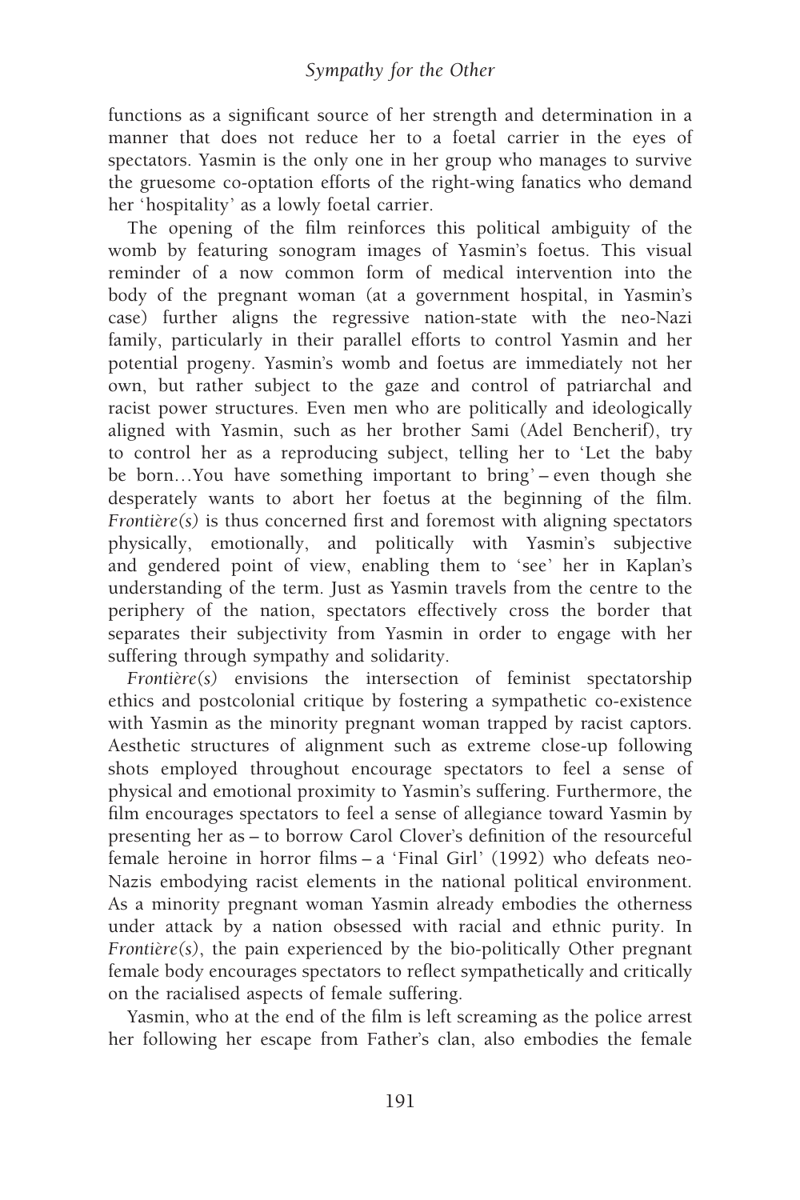functions as a significant source of her strength and determination in a manner that does not reduce her to a foetal carrier in the eyes of spectators. Yasmin is the only one in her group who manages to survive the gruesome co-optation efforts of the right-wing fanatics who demand her 'hospitality' as a lowly foetal carrier.

The opening of the film reinforces this political ambiguity of the womb by featuring sonogram images of Yasmin's foetus. This visual reminder of a now common form of medical intervention into the body of the pregnant woman (at a government hospital, in Yasmin's case) further aligns the regressive nation-state with the neo-Nazi family, particularly in their parallel efforts to control Yasmin and her potential progeny. Yasmin's womb and foetus are immediately not her own, but rather subject to the gaze and control of patriarchal and racist power structures. Even men who are politically and ideologically aligned with Yasmin, such as her brother Sami (Adel Bencherif), try to control her as a reproducing subject, telling her to 'Let the baby be born…You have something important to bring' – even though she desperately wants to abort her foetus at the beginning of the film. *Frontière(s)* is thus concerned first and foremost with aligning spectators physically, emotionally, and politically with Yasmin's subjective and gendered point of view, enabling them to 'see' her in Kaplan's understanding of the term. Just as Yasmin travels from the centre to the periphery of the nation, spectators effectively cross the border that separates their subjectivity from Yasmin in order to engage with her suffering through sympathy and solidarity.

*Frontière(s)* envisions the intersection of feminist spectatorship ethics and postcolonial critique by fostering a sympathetic co-existence with Yasmin as the minority pregnant woman trapped by racist captors. Aesthetic structures of alignment such as extreme close-up following shots employed throughout encourage spectators to feel a sense of physical and emotional proximity to Yasmin's suffering. Furthermore, the film encourages spectators to feel a sense of allegiance toward Yasmin by presenting her as – to borrow Carol Clover's definition of the resourceful female heroine in horror films – a 'Final Girl' (1992) who defeats neo-Nazis embodying racist elements in the national political environment. As a minority pregnant woman Yasmin already embodies the otherness under attack by a nation obsessed with racial and ethnic purity. In *Frontière(s)*, the pain experienced by the bio-politically Other pregnant female body encourages spectators to reflect sympathetically and critically on the racialised aspects of female suffering.

Yasmin, who at the end of the film is left screaming as the police arrest her following her escape from Father's clan, also embodies the female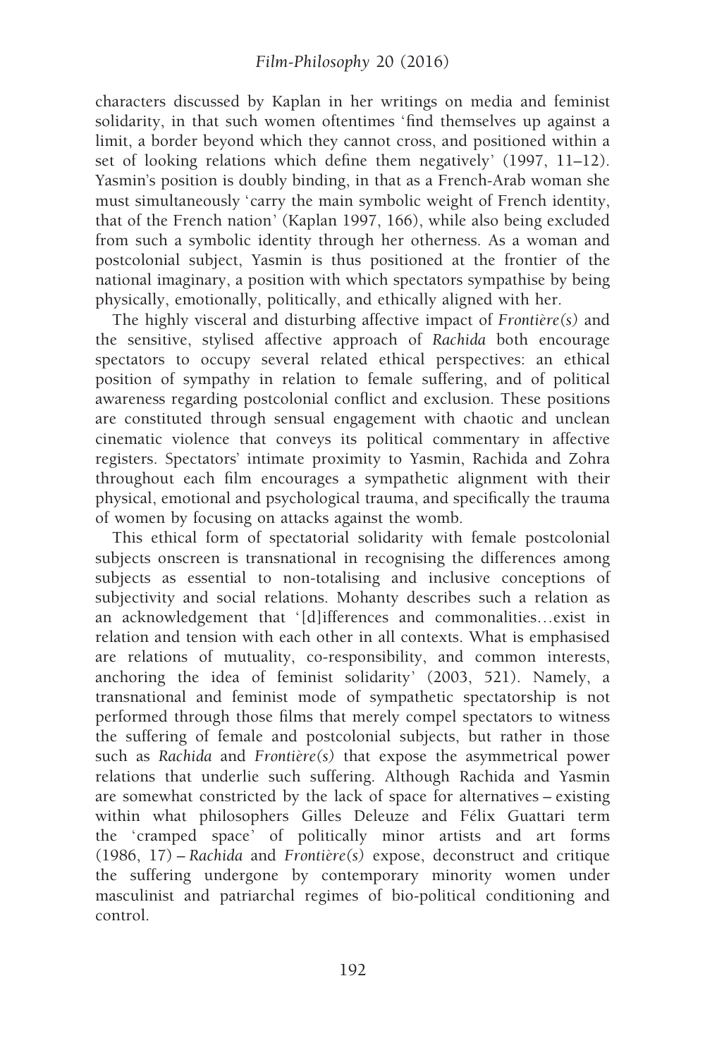characters discussed by Kaplan in her writings on media and feminist solidarity, in that such women oftentimes 'find themselves up against a limit, a border beyond which they cannot cross, and positioned within a set of looking relations which define them negatively' (1997, 11–12). Yasmin's position is doubly binding, in that as a French-Arab woman she must simultaneously 'carry the main symbolic weight of French identity, that of the French nation' (Kaplan 1997, 166), while also being excluded from such a symbolic identity through her otherness. As a woman and postcolonial subject, Yasmin is thus positioned at the frontier of the national imaginary, a position with which spectators sympathise by being physically, emotionally, politically, and ethically aligned with her.

The highly visceral and disturbing affective impact of *Frontière(s)* and the sensitive, stylised affective approach of *Rachida* both encourage spectators to occupy several related ethical perspectives: an ethical position of sympathy in relation to female suffering, and of political awareness regarding postcolonial conflict and exclusion. These positions are constituted through sensual engagement with chaotic and unclean cinematic violence that conveys its political commentary in affective registers. Spectators' intimate proximity to Yasmin, Rachida and Zohra throughout each film encourages a sympathetic alignment with their physical, emotional and psychological trauma, and specifically the trauma of women by focusing on attacks against the womb.

This ethical form of spectatorial solidarity with female postcolonial subjects onscreen is transnational in recognising the differences among subjects as essential to non-totalising and inclusive conceptions of subjectivity and social relations. Mohanty describes such a relation as an acknowledgement that '[d]ifferences and commonalities…exist in relation and tension with each other in all contexts. What is emphasised are relations of mutuality, co-responsibility, and common interests, anchoring the idea of feminist solidarity' (2003, 521). Namely, a transnational and feminist mode of sympathetic spectatorship is not performed through those films that merely compel spectators to witness the suffering of female and postcolonial subjects, but rather in those such as *Rachida* and *Frontière(s)* that expose the asymmetrical power relations that underlie such suffering. Although Rachida and Yasmin are somewhat constricted by the lack of space for alternatives – existing within what philosophers Gilles Deleuze and Félix Guattari term the 'cramped space' of politically minor artists and art forms (1986, 17) – *Rachida* and *Frontière(s)* expose, deconstruct and critique the suffering undergone by contemporary minority women under masculinist and patriarchal regimes of bio-political conditioning and control.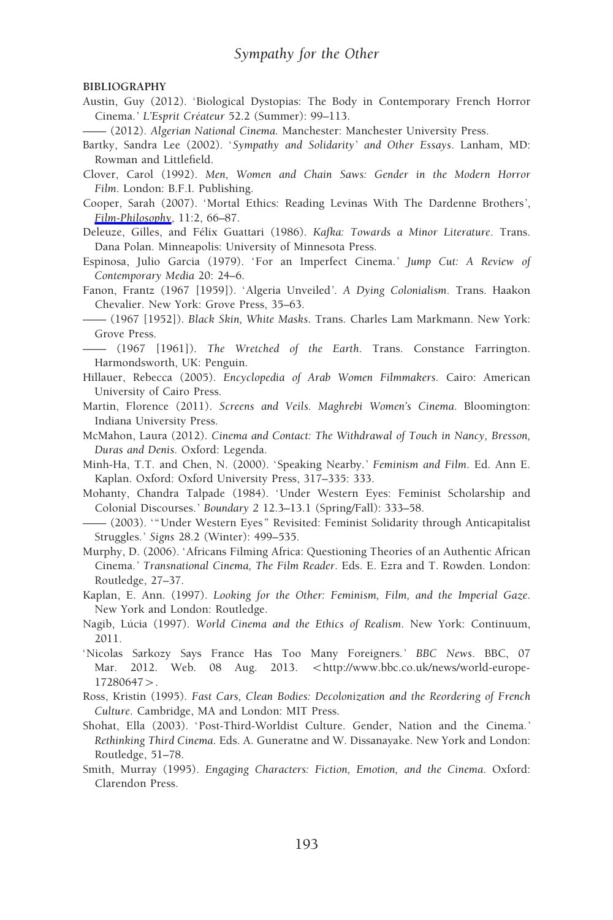**BIBLIOGRAPHY**

Austin, Guy (2012). 'Biological Dystopias: The Body in Contemporary French Horror Cinema.' *L'Esprit Créateur* 52.2 (Summer): 99–113.

—— (2012). *Algerian National Cinema*. Manchester: Manchester University Press.

Bartky, Sandra Lee (2002). '*Sympathy and Solidarity' and Other Essays*. Lanham, MD: Rowman and Littlefield.

Clover, Carol (1992). *Men, Women and Chain Saws: Gender in the Modern Horror Film*. London: B.F.I. Publishing.

Cooper, Sarah (2007). 'Mortal Ethics: Reading Levinas With The Dardenne Brothers', *Film-Philosophy*, 11:2, 66–87.

Deleuze, Gilles, and Félix Guattari (1986). *Kafka: Towards a Minor Literature*. Trans. Dana Polan. Minneapolis: University of Minnesota Press.

Espinosa, Julio Garcia (1979). 'For an Imperfect Cinema.' *Jump Cut: A Review of Contemporary Media* 20: 24–6.

Fanon, Frantz (1967 [1959]). 'Algeria Unveiled'. *A Dying Colonialism*. Trans. Haakon Chevalier. New York: Grove Press, 35–63.

—— (1967 [1952]). *Black Skin, White Masks*. Trans. Charles Lam Markmann. New York: Grove Press.

—— (1967 [1961]). *The Wretched of the Earth*. Trans. Constance Farrington. Harmondsworth, UK: Penguin.

Hillauer, Rebecca (2005). *Encyclopedia of Arab Women Filmmakers*. Cairo: American University of Cairo Press.

Martin, Florence (2011). *Screens and Veils. Maghrebi Women's Cinema*. Bloomington: Indiana University Press.

McMahon, Laura (2012). *Cinema and Contact: The Withdrawal of Touch in Nancy, Bresson, Duras and Denis*. Oxford: Legenda.

Minh-Ha, T.T. and Chen, N. (2000). 'Speaking Nearby.' *Feminism and Film*. Ed. Ann E. Kaplan. Oxford: Oxford University Press, 317–335: 333.

Mohanty, Chandra Talpade (1984). 'Under Western Eyes: Feminist Scholarship and Colonial Discourses.' *Boundary 2* 12.3–13.1 (Spring/Fall): 333–58.

—— (2003). '"Under Western Eyes" Revisited: Feminist Solidarity through Anticapitalist Struggles.' *Signs* 28.2 (Winter): 499–535.

Murphy, D. (2006). 'Africans Filming Africa: Questioning Theories of an Authentic African Cinema.' *Transnational Cinema, The Film Reader*. Eds. E. Ezra and T. Rowden. London: Routledge, 27–37.

Kaplan, E. Ann. (1997). *Looking for the Other: Feminism, Film, and the Imperial Gaze*. New York and London: Routledge.

Nagib, Lúcia (1997). *World Cinema and the Ethics of Realism*. New York: Continuum, 2011.

'Nicolas Sarkozy Says France Has Too Many Foreigners.' *BBC News*. BBC, 07 Mar. 2012. Web. 08 Aug. 2013. <http://www.bbc.co.uk/news/world-europe-17280647>.

Ross, Kristin (1995). *Fast Cars, Clean Bodies: Decolonization and the Reordering of French Culture*. Cambridge, MA and London: MIT Press.

Shohat, Ella (2003). 'Post-Third-Worldist Culture. Gender, Nation and the Cinema.' *Rethinking Third Cinema*. Eds. A. Guneratne and W. Dissanayake. New York and London: Routledge, 51–78.

Smith, Murray (1995). *Engaging Characters: Fiction, Emotion, and the Cinema*. Oxford: Clarendon Press.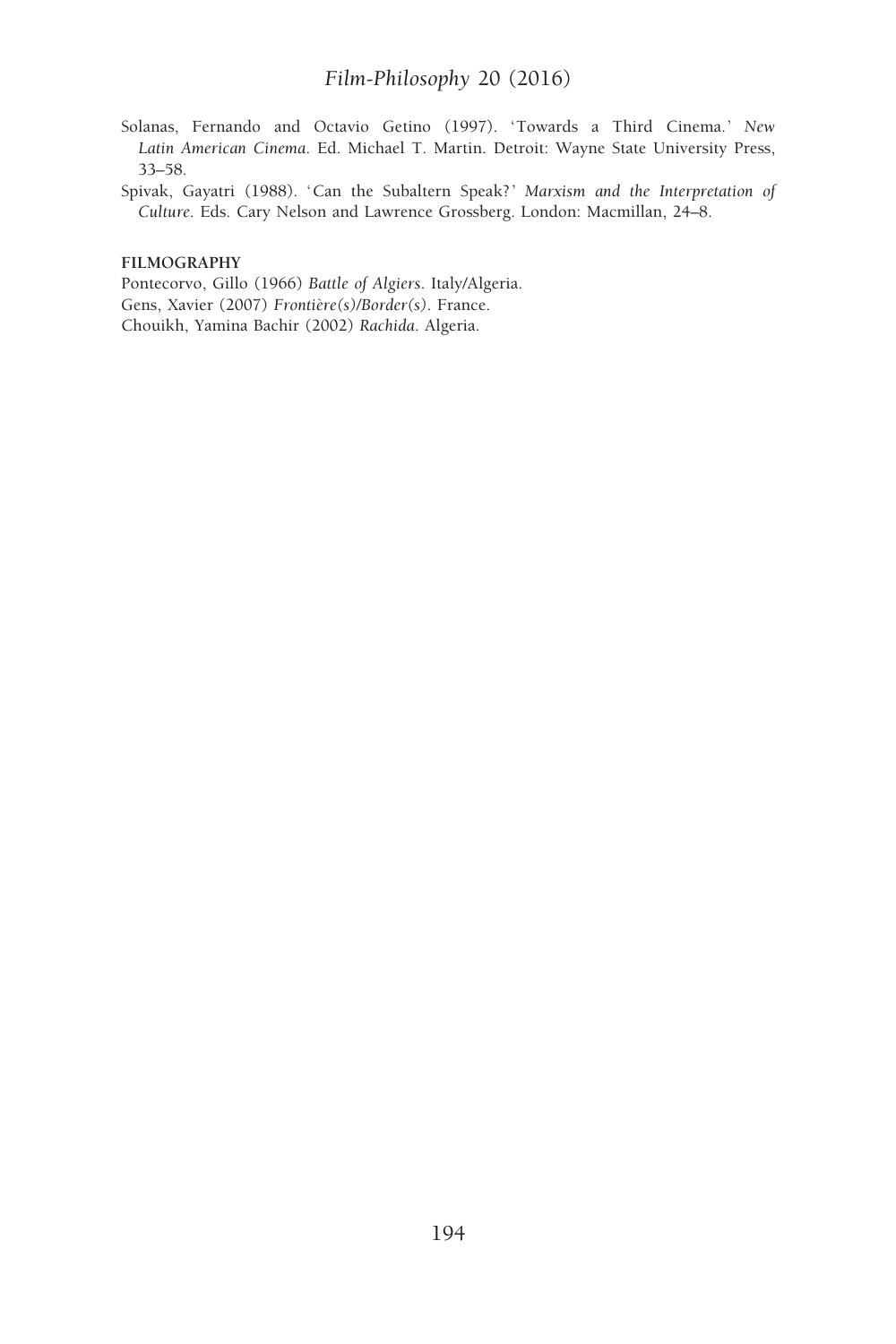Solanas, Fernando and Octavio Getino (1997). 'Towards a Third Cinema.' *New Latin American Cinema*. Ed. Michael T. Martin. Detroit: Wayne State University Press, 33–58.

Spivak, Gayatri (1988). 'Can the Subaltern Speak?' *Marxism and the Interpretation of Culture*. Eds. Cary Nelson and Lawrence Grossberg. London: Macmillan, 24–8.

**FILMOGRAPHY**

Pontecorvo, Gillo (1966) *Battle of Algiers*. Italy/Algeria.
Gens, Xavier (2007) *Frontière(s)/Border(s)*. France.
Chouikh, Yamina Bachir (2002) *Rachida*. Algeria.